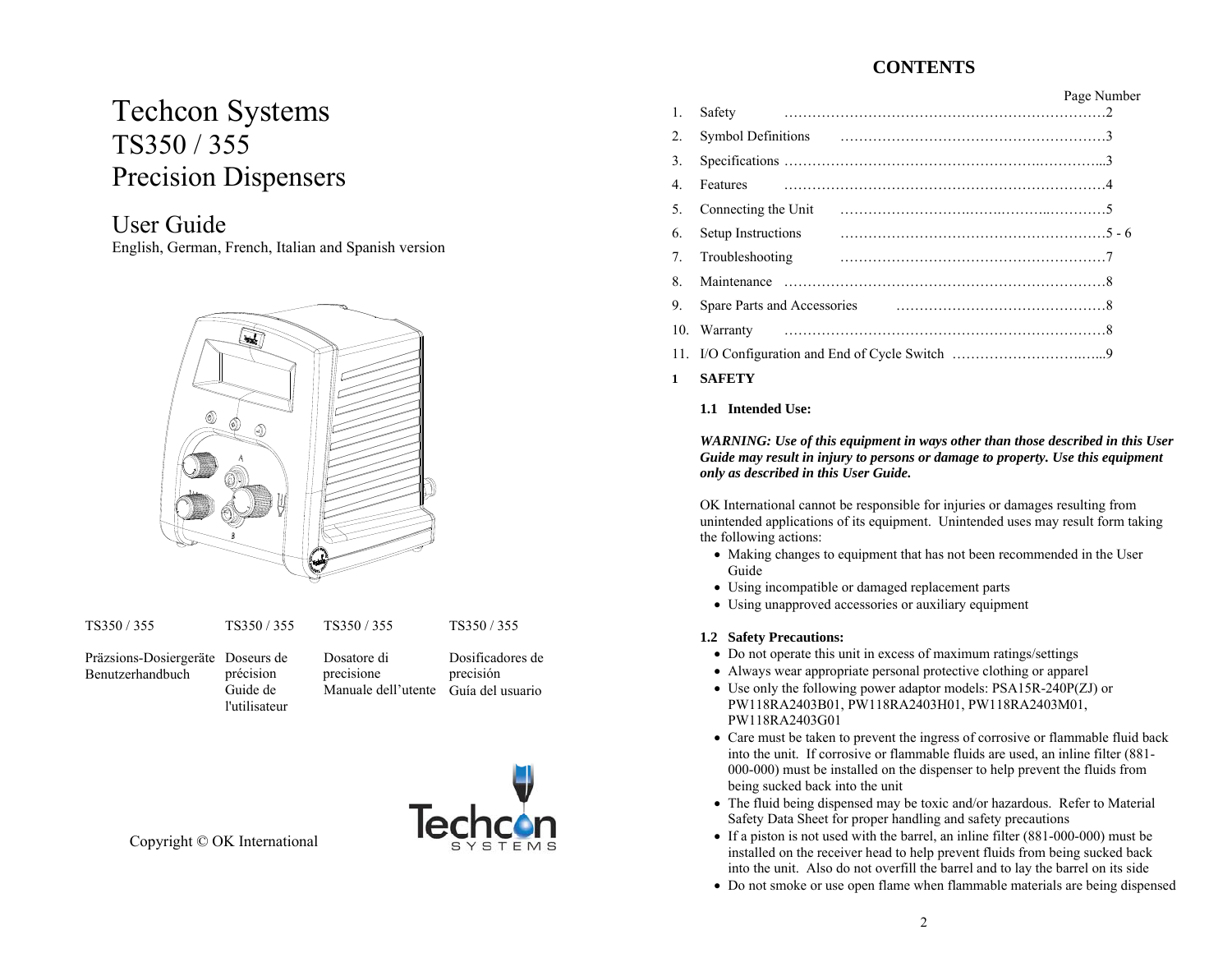# Techcon Systems
# TS350 / 355
# Precision Dispensers

## User Guide

English, German, French, Italian and Spanish version

| TS350 / 355 | TS350 / 355 | TS350 / 355 | TS350 / 355 |
|---|---|---|---|
| Präzsions-Dosiergeräte Benutzerhandbuch | Doseurs de précision Guide de l'utilisateur | Dosatore di precisione Manuale dell'utente | Dosificadores de precisión Guía del usuario |

Copyright © OK International

## CONTENTS

| | | Page Number |
|---|---|---|
| 1. | Safety | 2 |
| 2. | Symbol Definitions | 3 |
| 3. | Specifications | 3 |
| 4. | Features | 4 |
| 5. | Connecting the Unit | 5 |
| 6. | Setup Instructions | 5 - 6 |
| 7. | Troubleshooting | 7 |
| 8. | Maintenance | 8 |
| 9. | Spare Parts and Accessories | 8 |
| 10. | Warranty | 8 |
| 11. | I/O Configuration and End of Cycle Switch | 9 |

## 1 SAFETY

### 1.1 Intended Use:

***WARNING: Use of this equipment in ways other than those described in this User Guide may result in injury to persons or damage to property. Use this equipment only as described in this User Guide.***

OK International cannot be responsible for injuries or damages resulting from unintended applications of its equipment. Unintended uses may result form taking the following actions:

- Making changes to equipment that has not been recommended in the User Guide
- Using incompatible or damaged replacement parts
- Using unapproved accessories or auxiliary equipment

### 1.2 Safety Precautions:

- Do not operate this unit in excess of maximum ratings/settings
- Always wear appropriate personal protective clothing or apparel
- Use only the following power adaptor models: PSA15R-240P(ZJ) or PW118RA2403B01, PW118RA2403H01, PW118RA2403M01, PW118RA2403G01
- Care must be taken to prevent the ingress of corrosive or flammable fluid back into the unit. If corrosive or flammable fluids are used, an inline filter (881-000-000) must be installed on the dispenser to help prevent the fluids from being sucked back into the unit
- The fluid being dispensed may be toxic and/or hazardous. Refer to Material Safety Data Sheet for proper handling and safety precautions
- If a piston is not used with the barrel, an inline filter (881-000-000) must be installed on the receiver head to help prevent fluids from being sucked back into the unit. Also do not overfill the barrel and to lay the barrel on its side
- Do not smoke or use open flame when flammable materials are being dispensed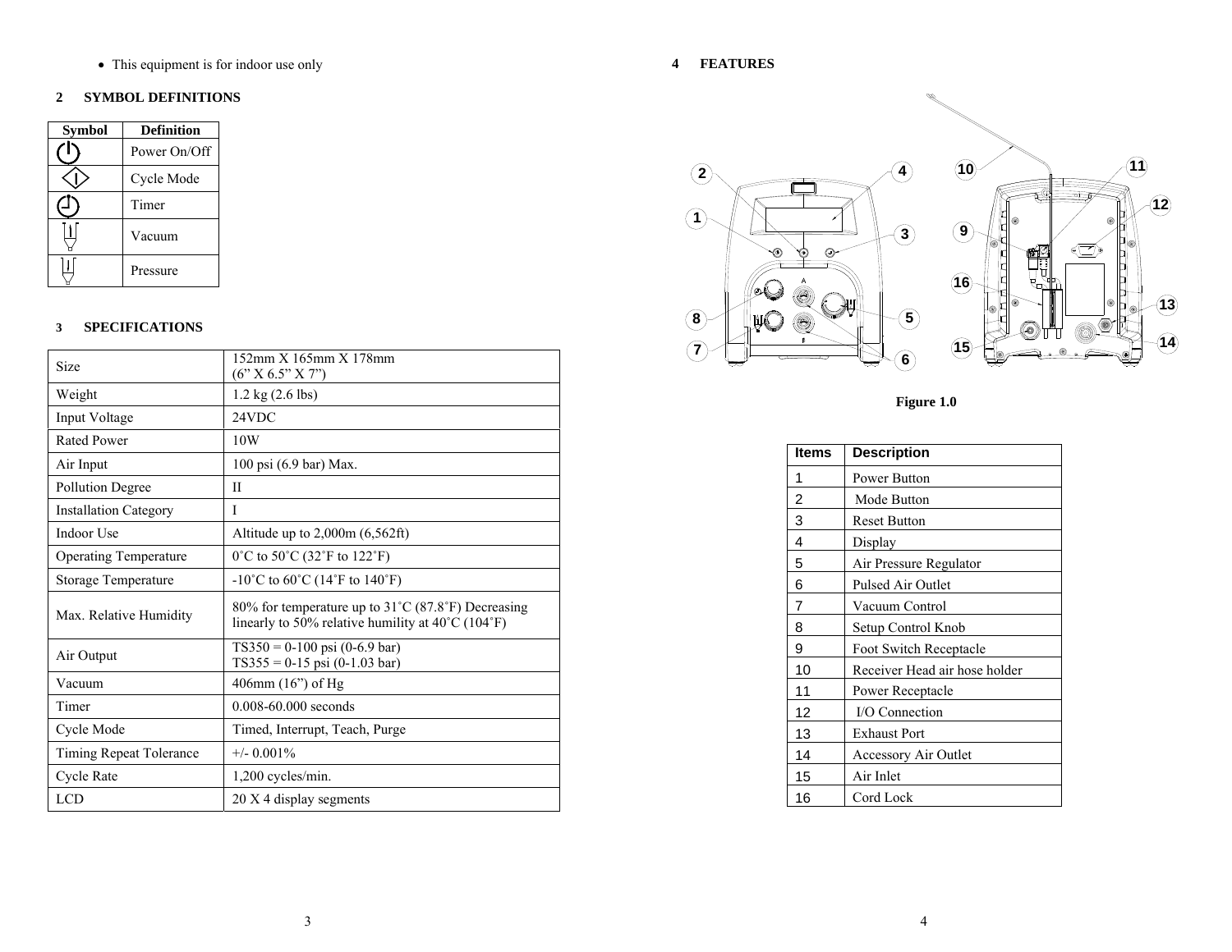- This equipment is for indoor use only

## 2 SYMBOL DEFINITIONS

| Symbol | Definition |
|---|---|
| | Power On/Off |
| | Cycle Mode |
| | Timer |
| | Vacuum |
| | Pressure |

## 3 SPECIFICATIONS

| | |
|---|---|
| Size | 152mm X 165mm X 178mm<br>(6" X 6.5" X 7") |
| Weight | 1.2 kg (2.6 lbs) |
| Input Voltage | 24VDC |
| Rated Power | 10W |
| Air Input | 100 psi (6.9 bar) Max. |
| Pollution Degree | II |
| Installation Category | I |
| Indoor Use | Altitude up to 2,000m (6,562ft) |
| Operating Temperature | 0˚C to 50˚C (32˚F to 122˚F) |
| Storage Temperature | -10˚C to 60˚C (14˚F to 140˚F) |
| Max. Relative Humidity | 80% for temperature up to 31˚C (87.8˚F) Decreasing linearly to 50% relative humility at 40˚C (104˚F) |
| Air Output | TS350 = 0-100 psi (0-6.9 bar)<br>TS355 = 0-15 psi (0-1.03 bar) |
| Vacuum | 406mm (16") of Hg |
| Timer | 0.008-60.000 seconds |
| Cycle Mode | Timed, Interrupt, Teach, Purge |
| Timing Repeat Tolerance | +/- 0.001% |
| Cycle Rate | 1,200 cycles/min. |
| LCD | 20 X 4 display segments |

## 4 FEATURES

Figure 1.0

| Items | Description |
|---|---|
| 1 | Power Button |
| 2 | Mode Button |
| 3 | Reset Button |
| 4 | Display |
| 5 | Air Pressure Regulator |
| 6 | Pulsed Air Outlet |
| 7 | Vacuum Control |
| 8 | Setup Control Knob |
| 9 | Foot Switch Receptacle |
| 10 | Receiver Head air hose holder |
| 11 | Power Receptacle |
| 12 | I/O Connection |
| 13 | Exhaust Port |
| 14 | Accessory Air Outlet |
| 15 | Air Inlet |
| 16 | Cord Lock |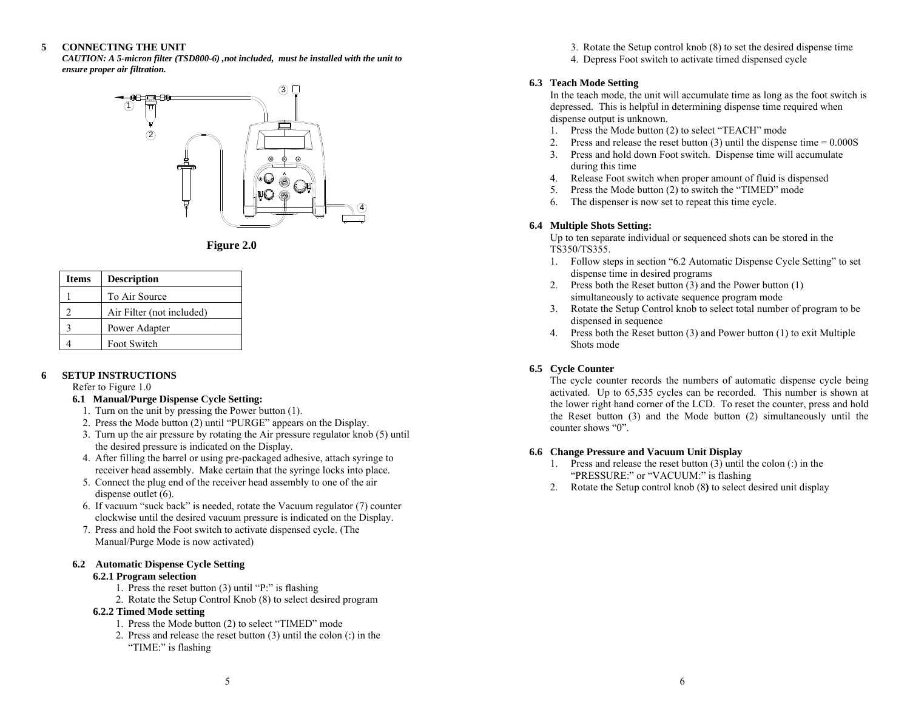# 5 CONNECTING THE UNIT

***CAUTION: A 5-micron filter (TSD800-6) ,not included, must be installed with the unit to ensure proper air filtration.***

**Figure 2.0**

| Items | Description |
|---|---|
| 1 | To Air Source |
| 2 | Air Filter (not included) |
| 3 | Power Adapter |
| 4 | Foot Switch |

# 6 SETUP INSTRUCTIONS

Refer to Figure 1.0

## 6.1 Manual/Purge Dispense Cycle Setting:

1. Turn on the unit by pressing the Power button (1).
2. Press the Mode button (2) until “PURGE” appears on the Display.
3. Turn up the air pressure by rotating the Air pressure regulator knob (5) until the desired pressure is indicated on the Display.
4. After filling the barrel or using pre-packaged adhesive, attach syringe to receiver head assembly. Make certain that the syringe locks into place.
5. Connect the plug end of the receiver head assembly to one of the air dispense outlet (6).
6. If vacuum “suck back” is needed, rotate the Vacuum regulator (7) counter clockwise until the desired vacuum pressure is indicated on the Display.
7. Press and hold the Foot switch to activate dispensed cycle. (The Manual/Purge Mode is now activated)

## 6.2 Automatic Dispense Cycle Setting

### 6.2.1 Program selection

1. Press the reset button (3) until “P:” is flashing
2. Rotate the Setup Control Knob (8) to select desired program

### 6.2.2 Timed Mode setting

1. Press the Mode button (2) to select “TIMED” mode
2. Press and release the reset button (3) until the colon (:) in the “TIME:” is flashing
3. Rotate the Setup control knob (8) to set the desired dispense time
4. Depress Foot switch to activate timed dispensed cycle

## 6.3 Teach Mode Setting

In the teach mode, the unit will accumulate time as long as the foot switch is depressed. This is helpful in determining dispense time required when dispense output is unknown.

1. Press the Mode button (2) to select “TEACH” mode
2. Press and release the reset button (3) until the dispense time = 0.000S
3. Press and hold down Foot switch. Dispense time will accumulate during this time
4. Release Foot switch when proper amount of fluid is dispensed
5. Press the Mode button (2) to switch the “TIMED” mode
6. The dispenser is now set to repeat this time cycle.

## 6.4 Multiple Shots Setting:

Up to ten separate individual or sequenced shots can be stored in the TS350/TS355.

1. Follow steps in section “6.2 Automatic Dispense Cycle Setting” to set dispense time in desired programs
2. Press both the Reset button (3) and the Power button (1) simultaneously to activate sequence program mode
3. Rotate the Setup Control knob to select total number of program to be dispensed in sequence
4. Press both the Reset button (3) and Power button (1) to exit Multiple Shots mode

## 6.5 Cycle Counter

The cycle counter records the numbers of automatic dispense cycle being activated. Up to 65,535 cycles can be recorded. This number is shown at the lower right hand corner of the LCD. To reset the counter, press and hold the Reset button (3) and the Mode button (2) simultaneously until the counter shows “0”.

## 6.6 Change Pressure and Vacuum Unit Display

1. Press and release the reset button (3) until the colon (:) in the “PRESSURE:” or “VACUUM:” is flashing
2. Rotate the Setup control knob (8**)** to select desired unit display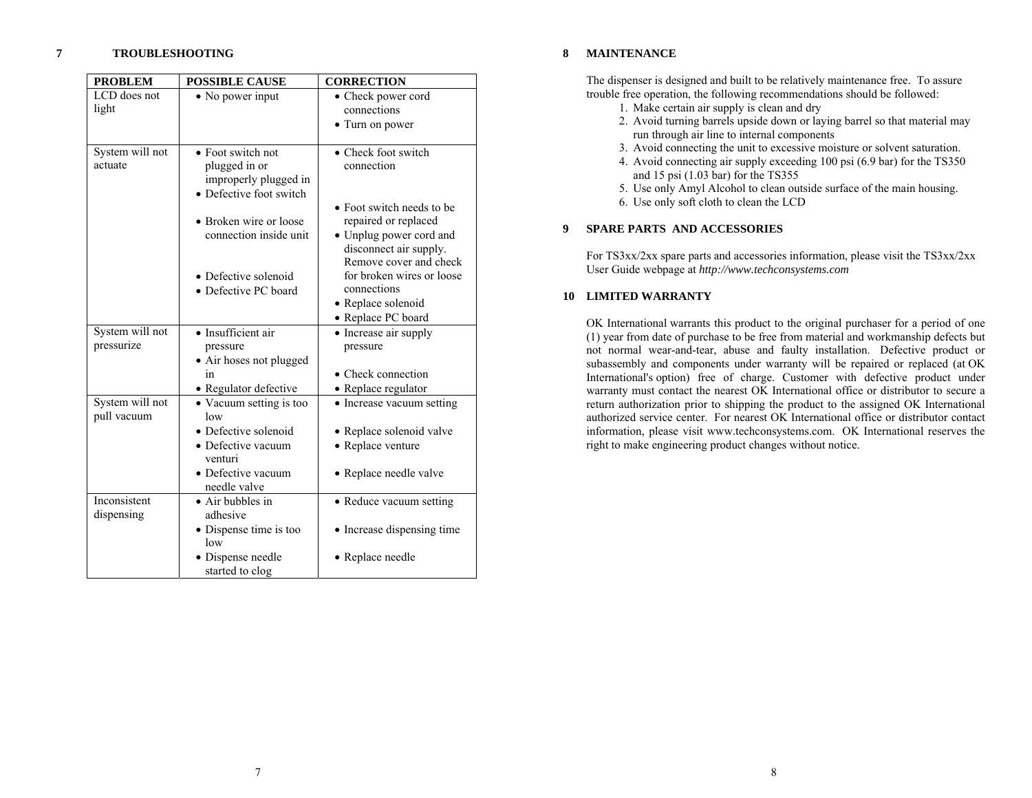## 7 TROUBLESHOOTING

| PROBLEM | POSSIBLE CAUSE | CORRECTION |
|---|---|---|
| LCD does not light | • No power input | • Check power cord connections<br>• Turn on power |
| System will not actuate | • Foot switch not plugged in or improperly plugged in<br>• Defective foot switch<br>• Broken wire or loose connection inside unit<br>• Defective solenoid<br>• Defective PC board | • Check foot switch connection<br>• Foot switch needs to be repaired or replaced<br>• Unplug power cord and disconnect air supply. Remove cover and check for broken wires or loose connections<br>• Replace solenoid<br>• Replace PC board |
| System will not pressurize | • Insufficient air pressure<br>• Air hoses not plugged in<br>• Regulator defective | • Increase air supply pressure<br>• Check connection<br>• Replace regulator |
| System will not pull vacuum | • Vacuum setting is too low<br>• Defective solenoid<br>• Defective vacuum venturi<br>• Defective vacuum needle valve | • Increase vacuum setting<br>• Replace solenoid valve<br>• Replace venture<br>• Replace needle valve |
| Inconsistent dispensing | • Air bubbles in adhesive<br>• Dispense time is too low<br>• Dispense needle started to clog | • Reduce vacuum setting<br>• Increase dispensing time<br>• Replace needle |

## 8 MAINTENANCE

The dispenser is designed and built to be relatively maintenance free. To assure trouble free operation, the following recommendations should be followed:

1. Make certain air supply is clean and dry
2. Avoid turning barrels upside down or laying barrel so that material may run through air line to internal components
3. Avoid connecting the unit to excessive moisture or solvent saturation.
4. Avoid connecting air supply exceeding 100 psi (6.9 bar) for the TS350 and 15 psi (1.03 bar) for the TS355
5. Use only Amyl Alcohol to clean outside surface of the main housing.
6. Use only soft cloth to clean the LCD

## 9 SPARE PARTS AND ACCESSORIES

For TS3xx/2xx spare parts and accessories information, please visit the TS3xx/2xx User Guide webpage at *http://www.techconsystems.com*

## 10 LIMITED WARRANTY

OK International warrants this product to the original purchaser for a period of one (1) year from date of purchase to be free from material and workmanship defects but not normal wear-and-tear, abuse and faulty installation. Defective product or subassembly and components under warranty will be repaired or replaced (at OK International's option) free of charge. Customer with defective product under warranty must contact the nearest OK International office or distributor to secure a return authorization prior to shipping the product to the assigned OK International authorized service center. For nearest OK International office or distributor contact information, please visit www.techconsystems.com. OK International reserves the right to make engineering product changes without notice.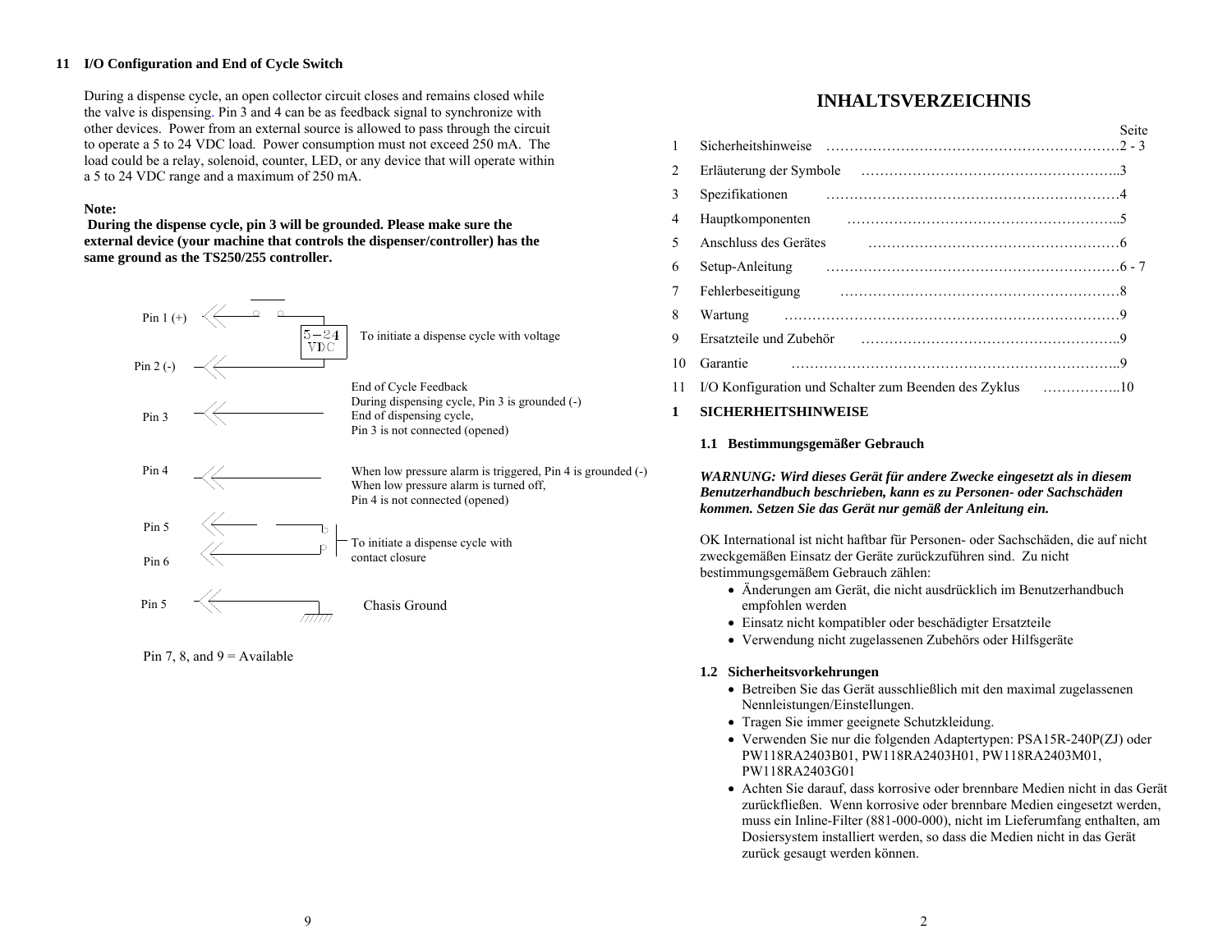## 11 I/O Configuration and End of Cycle Switch

During a dispense cycle, an open collector circuit closes and remains closed while the valve is dispensing. Pin 3 and 4 can be as feedback signal to synchronize with other devices. Power from an external source is allowed to pass through the circuit to operate a 5 to 24 VDC load. Power consumption must not exceed 250 mA. The load could be a relay, solenoid, counter, LED, or any device that will operate within a 5 to 24 VDC range and a maximum of 250 mA.

**Note:**
**During the dispense cycle, pin 3 will be grounded. Please make sure the external device (your machine that controls the dispenser/controller) has the same ground as the TS250/255 controller.**

Pin 1 (+) — 5 – 24 VDC — To initiate a dispense cycle with voltage

Pin 2 (-)

Pin 3 — End of Cycle Feedback
During dispensing cycle, Pin 3 is grounded (-)
End of dispensing cycle,
Pin 3 is not connected (opened)

Pin 4 — When low pressure alarm is triggered, Pin 4 is grounded (-)
When low pressure alarm is turned off,
Pin 4 is not connected (opened)

Pin 5, Pin 6 — To initiate a dispense cycle with contact closure

Pin 5 — Chasis Ground

Pin 7, 8, and 9 = Available

# INHALTSVERZEICHNIS

| | | Seite |
|---|---|---|
| 1 | Sicherheitshinweise | 2 - 3 |
| 2 | Erläuterung der Symbole | 3 |
| 3 | Spezifikationen | 4 |
| 4 | Hauptkomponenten | 5 |
| 5 | Anschluss des Gerätes | 6 |
| 6 | Setup-Anleitung | 6 - 7 |
| 7 | Fehlerbeseitigung | 8 |
| 8 | Wartung | 9 |
| 9 | Ersatzteile und Zubehör | 9 |
| 10 | Garantie | 9 |
| 11 | I/O Konfiguration und Schalter zum Beenden des Zyklus | 10 |

## 1 SICHERHEITSHINWEISE

### 1.1 Bestimmungsgemäßer Gebrauch

***WARNUNG: Wird dieses Gerät für andere Zwecke eingesetzt als in diesem Benutzerhandbuch beschrieben, kann es zu Personen- oder Sachschäden kommen. Setzen Sie das Gerät nur gemäß der Anleitung ein.***

OK International ist nicht haftbar für Personen- oder Sachschäden, die auf nicht zweckgemäßen Einsatz der Geräte zurückzuführen sind. Zu nicht bestimmungsgemäßem Gebrauch zählen:

- Änderungen am Gerät, die nicht ausdrücklich im Benutzerhandbuch empfohlen werden
- Einsatz nicht kompatibler oder beschädigter Ersatzteile
- Verwendung nicht zugelassenen Zubehörs oder Hilfsgeräte

### 1.2 Sicherheitsvorkehrungen

- Betreiben Sie das Gerät ausschließlich mit den maximal zugelassenen Nennleistungen/Einstellungen.
- Tragen Sie immer geeignete Schutzkleidung.
- Verwenden Sie nur die folgenden Adaptertypen: PSA15R-240P(ZJ) oder PW118RA2403B01, PW118RA2403H01, PW118RA2403M01, PW118RA2403G01
- Achten Sie darauf, dass korrosive oder brennbare Medien nicht in das Gerät zurückfließen. Wenn korrosive oder brennbare Medien eingesetzt werden, muss ein Inline-Filter (881-000-000), nicht im Lieferumfang enthalten, am Dosiersystem installiert werden, so dass die Medien nicht in das Gerät zurück gesaugt werden können.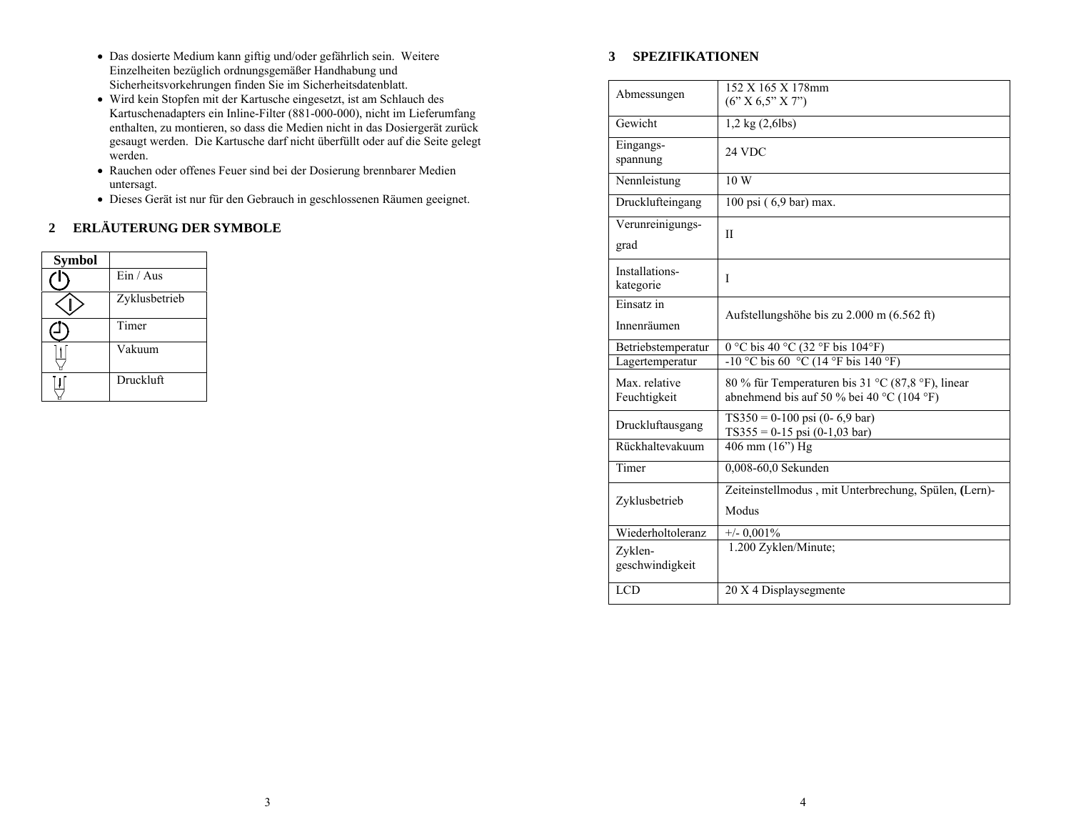- Das dosierte Medium kann giftig und/oder gefährlich sein. Weitere Einzelheiten bezüglich ordnungsgemäßer Handhabung und Sicherheitsvorkehrungen finden Sie im Sicherheitsdatenblatt.
- Wird kein Stopfen mit der Kartusche eingesetzt, ist am Schlauch des Kartuschenadapters ein Inline-Filter (881-000-000), nicht im Lieferumfang enthalten, zu montieren, so dass die Medien nicht in das Dosiergerät zurück gesaugt werden. Die Kartusche darf nicht überfüllt oder auf die Seite gelegt werden.
- Rauchen oder offenes Feuer sind bei der Dosierung brennbarer Medien untersagt.
- Dieses Gerät ist nur für den Gebrauch in geschlossenen Räumen geeignet.

## 2 ERLÄUTERUNG DER SYMBOLE

| Symbol | |
|---|---|
| ⏻ | Ein / Aus |
| ◇ | Zyklusbetrieb |
| ⏲ | Timer |
| | Vakuum |
| | Druckluft |

## 3 SPEZIFIKATIONEN

| | |
|---|---|
| Abmessungen | 152 X 165 X 178mm<br>(6" X 6,5" X 7") |
| Gewicht | 1,2 kg (2,6lbs) |
| Eingangs-spannung | 24 VDC |
| Nennleistung | 10 W |
| Drucklufteingang | 100 psi ( 6,9 bar) max. |
| Verunreinigungs-grad | II |
| Installations-kategorie | I |
| Einsatz in Innenräumen | Aufstellungshöhe bis zu 2.000 m (6.562 ft) |
| Betriebstemperatur | 0 °C bis 40 °C (32 °F bis 104°F) |
| Lagertemperatur | -10 °C bis 60 °C (14 °F bis 140 °F) |
| Max. relative Feuchtigkeit | 80 % für Temperaturen bis 31 °C (87,8 °F), linear abnehmend bis auf 50 % bei 40 °C (104 °F) |
| Druckluftausgang | TS350 = 0-100 psi (0- 6,9 bar)<br>TS355 = 0-15 psi (0-1,03 bar) |
| Rückhaltevakuum | 406 mm (16") Hg |
| Timer | 0,008-60,0 Sekunden |
| Zyklusbetrieb | Zeiteinstellmodus , mit Unterbrechung, Spülen, (Lern)-Modus |
| Wiederholtoleranz | +/- 0,001% |
| Zyklen-geschwindigkeit | 1.200 Zyklen/Minute; |
| LCD | 20 X 4 Displaysegmente |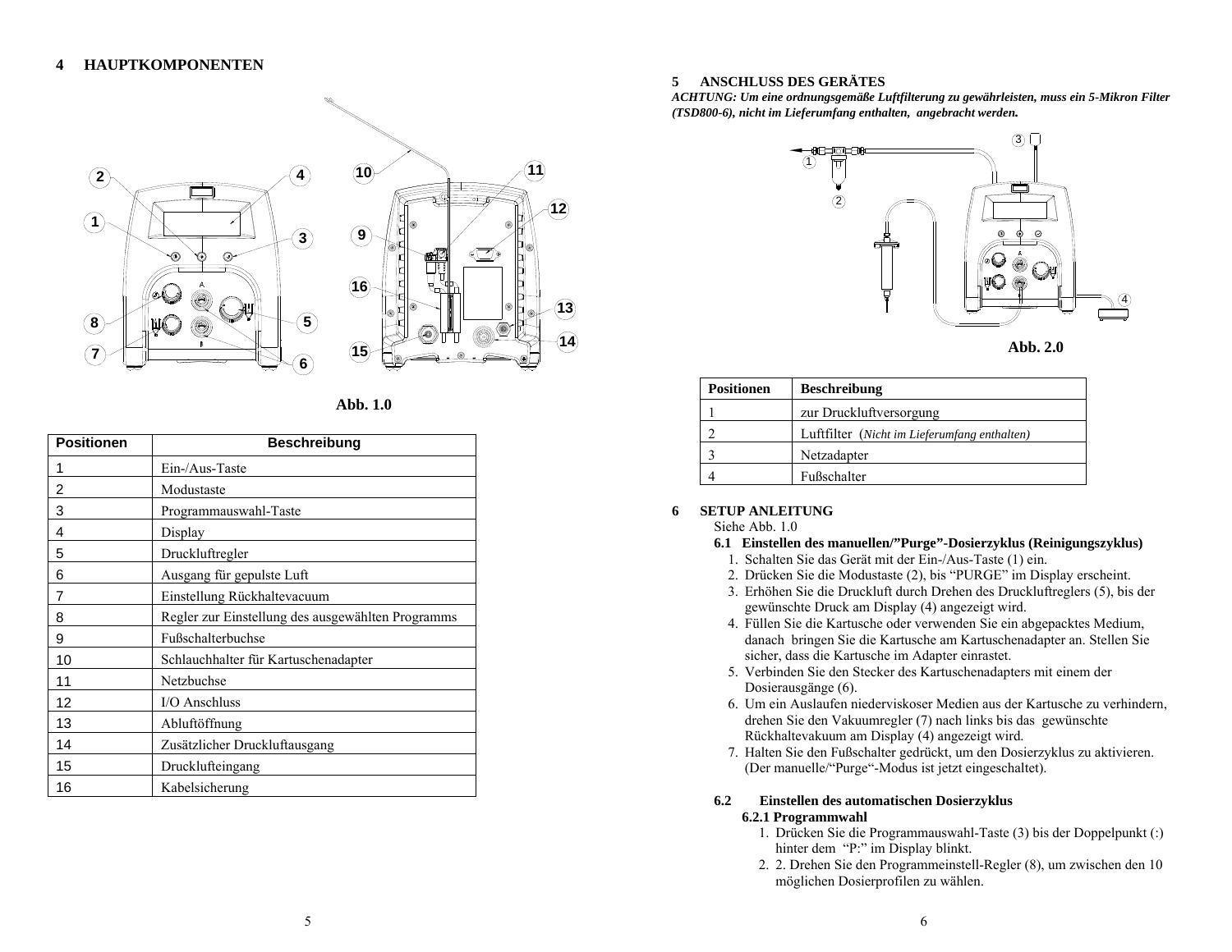# 4 HAUPTKOMPONENTEN

Abb. 1.0

| Positionen | Beschreibung |
|---|---|
| 1 | Ein-/Aus-Taste |
| 2 | Modustaste |
| 3 | Programmauswahl-Taste |
| 4 | Display |
| 5 | Druckluftregler |
| 6 | Ausgang für gepulste Luft |
| 7 | Einstellung Rückhaltevacuum |
| 8 | Regler zur Einstellung des ausgewählten Programms |
| 9 | Fußschalterbuchse |
| 10 | Schlauchhalter für Kartuschenadapter |
| 11 | Netzbuchse |
| 12 | I/O Anschluss |
| 13 | Abluftöffnung |
| 14 | Zusätzlicher Druckluftausgang |
| 15 | Drucklufteingang |
| 16 | Kabelsicherung |

# 5 ANSCHLUSS DES GERÄTES

***ACHTUNG: Um eine ordnungsgemäße Luftfilterung zu gewährleisten, muss ein 5-Mikron Filter (TSD800-6), nicht im Lieferumfang enthalten, angebracht werden.***

Abb. 2.0

| Positionen | Beschreibung |
|---|---|
| 1 | zur Druckluftversorgung |
| 2 | Luftfilter (*Nicht im Lieferumfang enthalten)* |
| 3 | Netzadapter |
| 4 | Fußschalter |

# 6 SETUP ANLEITUNG

Siehe Abb. 1.0

## 6.1 Einstellen des manuellen/"Purge"-Dosierzyklus (Reinigungszyklus)

1. Schalten Sie das Gerät mit der Ein-/Aus-Taste (1) ein.
2. Drücken Sie die Modustaste (2), bis "PURGE" im Display erscheint.
3. Erhöhen Sie die Druckluft durch Drehen des Druckluftreglers (5), bis der gewünschte Druck am Display (4) angezeigt wird.
4. Füllen Sie die Kartusche oder verwenden Sie ein abgepacktes Medium, danach bringen Sie die Kartusche am Kartuschenadapter an. Stellen Sie sicher, dass die Kartusche im Adapter einrastet.
5. Verbinden Sie den Stecker des Kartuschenadapters mit einem der Dosierausgänge (6).
6. Um ein Auslaufen niederviskoser Medien aus der Kartusche zu verhindern, drehen Sie den Vakuumregler (7) nach links bis das gewünschte Rückhaltevakuum am Display (4) angezeigt wird.
7. Halten Sie den Fußschalter gedrückt, um den Dosierzyklus zu aktivieren. (Der manuelle/"Purge"-Modus ist jetzt eingeschaltet).

## 6.2 Einstellen des automatischen Dosierzyklus

### 6.2.1 Programmwahl

1. Drücken Sie die Programmauswahl-Taste (3) bis der Doppelpunkt (:) hinter dem "P:" im Display blinkt.
2. 2. Drehen Sie den Programmeinstell-Regler (8), um zwischen den 10 möglichen Dosierprofilen zu wählen.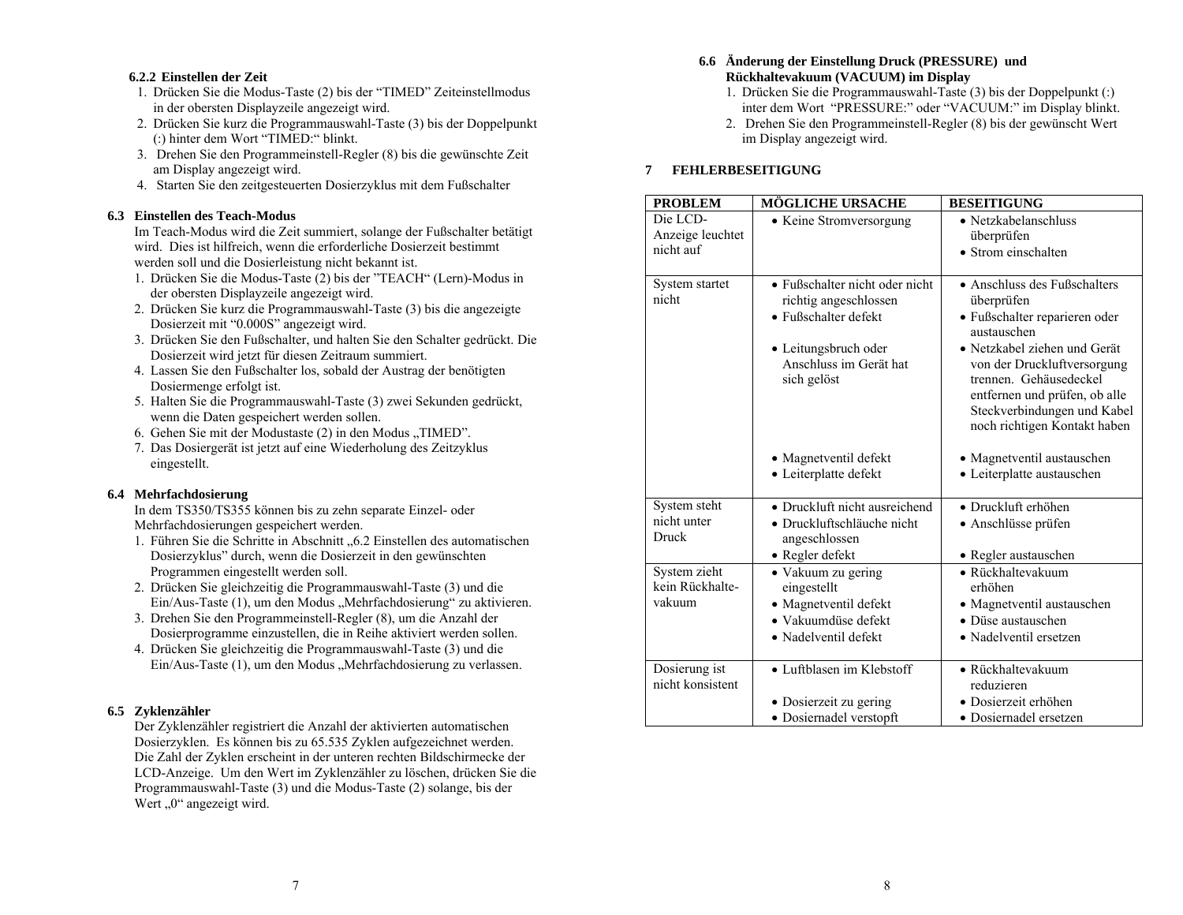#### 6.2.2 Einstellen der Zeit

1. Drücken Sie die Modus-Taste (2) bis der "TIMED" Zeiteinstellmodus in der obersten Displayzeile angezeigt wird.
2. Drücken Sie kurz die Programmauswahl-Taste (3) bis der Doppelpunkt (:) hinter dem Wort "TIMED:" blinkt.
3. Drehen Sie den Programmeinstell-Regler (8) bis die gewünschte Zeit am Display angezeigt wird.
4. Starten Sie den zeitgesteuerten Dosierzyklus mit dem Fußschalter

### 6.3 Einstellen des Teach-Modus

Im Teach-Modus wird die Zeit summiert, solange der Fußschalter betätigt wird. Dies ist hilfreich, wenn die erforderliche Dosierzeit bestimmt werden soll und die Dosierleistung nicht bekannt ist.

1. Drücken Sie die Modus-Taste (2) bis der "TEACH" (Lern)-Modus in der obersten Displayzeile angezeigt wird.
2. Drücken Sie kurz die Programmauswahl-Taste (3) bis die angezeigte Dosierzeit mit "0.000S" angezeigt wird.
3. Drücken Sie den Fußschalter, und halten Sie den Schalter gedrückt. Die Dosierzeit wird jetzt für diesen Zeitraum summiert.
4. Lassen Sie den Fußschalter los, sobald der Austrag der benötigten Dosiermenge erfolgt ist.
5. Halten Sie die Programmauswahl-Taste (3) zwei Sekunden gedrückt, wenn die Daten gespeichert werden sollen.
6. Gehen Sie mit der Modustaste (2) in den Modus „TIMED".
7. Das Dosiergerät ist jetzt auf eine Wiederholung des Zeitzyklus eingestellt.

### 6.4 Mehrfachdosierung

In dem TS350/TS355 können bis zu zehn separate Einzel- oder Mehrfachdosierungen gespeichert werden.

1. Führen Sie die Schritte in Abschnitt „6.2 Einstellen des automatischen Dosierzyklus" durch, wenn die Dosierzeit in den gewünschten Programmen eingestellt werden soll.
2. Drücken Sie gleichzeitig die Programmauswahl-Taste (3) und die Ein/Aus-Taste (1), um den Modus „Mehrfachdosierung" zu aktivieren.
3. Drehen Sie den Programmeinstell-Regler (8), um die Anzahl der Dosierprogramme einzustellen, die in Reihe aktiviert werden sollen.
4. Drücken Sie gleichzeitig die Programmauswahl-Taste (3) und die Ein/Aus-Taste (1), um den Modus „Mehrfachdosierung zu verlassen.

### 6.5 Zyklenzähler

Der Zyklenzähler registriert die Anzahl der aktivierten automatischen Dosierzyklen. Es können bis zu 65.535 Zyklen aufgezeichnet werden. Die Zahl der Zyklen erscheint in der unteren rechten Bildschirmecke der LCD-Anzeige. Um den Wert im Zyklenzähler zu löschen, drücken Sie die Programmauswahl-Taste (3) und die Modus-Taste (2) solange, bis der Wert „0" angezeigt wird.

### 6.6 Änderung der Einstellung Druck (PRESSURE) und Rückhaltevakuum (VACUUM) im Display

1. Drücken Sie die Programmauswahl-Taste (3) bis der Doppelpunkt (:) inter dem Wort "PRESSURE:" oder "VACUUM:" im Display blinkt.
2. Drehen Sie den Programmeinstell-Regler (8) bis der gewünscht Wert im Display angezeigt wird.

## 7 FEHLERBESEITIGUNG

| PROBLEM | MÖGLICHE URSACHE | BESEITIGUNG |
|---|---|---|
| Die LCD-Anzeige leuchtet nicht auf | • Keine Stromversorgung | • Netzkabelanschluss überprüfen<br>• Strom einschalten |
| System startet nicht | • Fußschalter nicht oder nicht richtig angeschlossen<br>• Fußschalter defekt<br>• Leitungsbruch oder Anschluss im Gerät hat sich gelöst<br>• Magnetventil defekt<br>• Leiterplatte defekt | • Anschluss des Fußschalters überprüfen<br>• Fußschalter reparieren oder austauschen<br>• Netzkabel ziehen und Gerät von der Druckluftversorgung trennen. Gehäusedeckel entfernen und prüfen, ob alle Steckverbindungen und Kabel noch richtigen Kontakt haben<br>• Magnetventil austauschen<br>• Leiterplatte austauschen |
| System steht nicht unter Druck | • Druckluft nicht ausreichend<br>• Druckluftschläuche nicht angeschlossen<br>• Regler defekt | • Druckluft erhöhen<br>• Anschlüsse prüfen<br>• Regler austauschen |
| System zieht kein Rückhalte-vakuum | • Vakuum zu gering eingestellt<br>• Magnetventil defekt<br>• Vakuumdüse defekt<br>• Nadelventil defekt | • Rückhaltevakuum erhöhen<br>• Magnetventil austauschen<br>• Düse austauschen<br>• Nadelventil ersetzen |
| Dosierung ist nicht konsistent | • Luftblasen im Klebstoff<br>• Dosierzeit zu gering<br>• Dosiernadel verstopft | • Rückhaltevakuum reduzieren<br>• Dosierzeit erhöhen<br>• Dosiernadel ersetzen |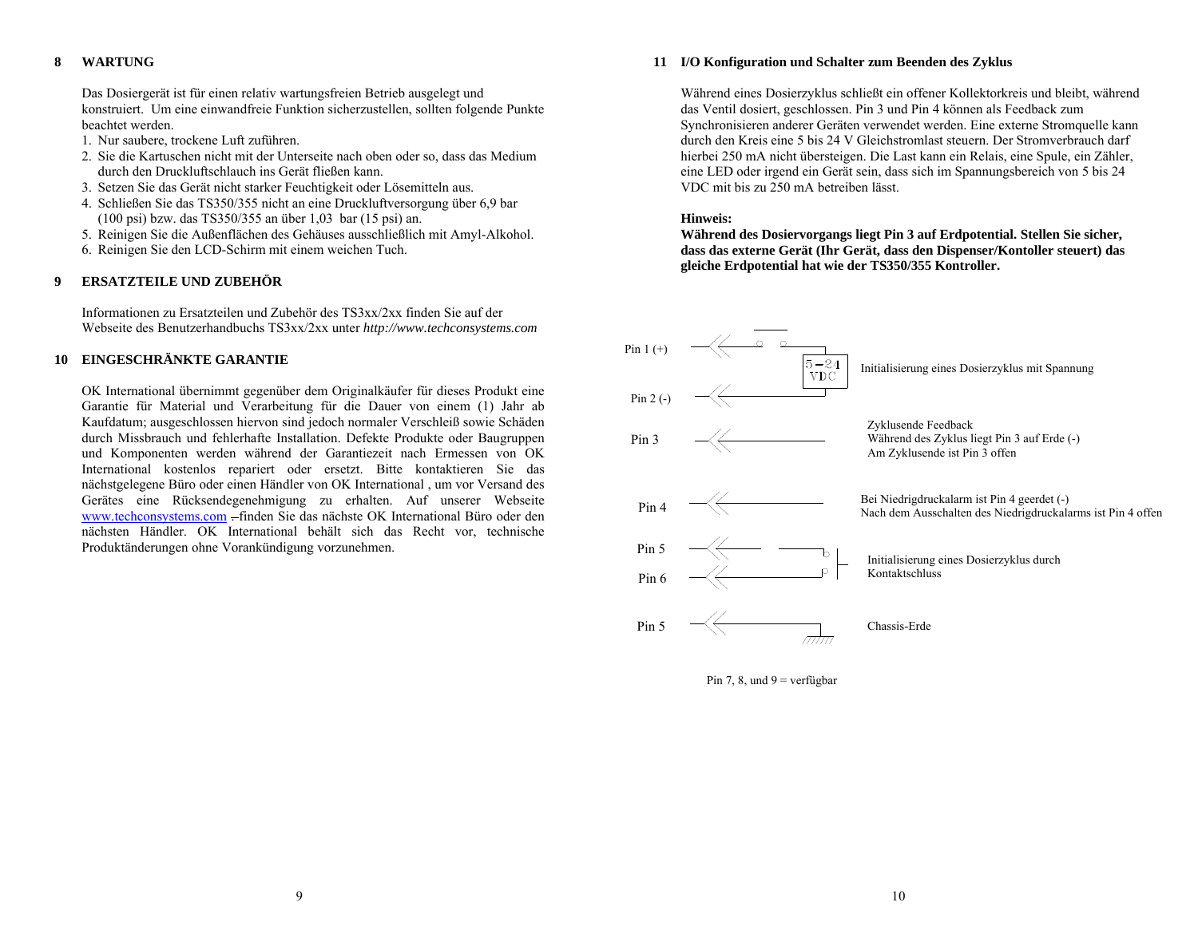## 8 WARTUNG

Das Dosiergerät ist für einen relativ wartungsfreien Betrieb ausgelegt und konstruiert. Um eine einwandfreie Funktion sicherzustellen, sollten folgende Punkte beachtet werden.

1. Nur saubere, trockene Luft zuführen.
2. Sie die Kartuschen nicht mit der Unterseite nach oben oder so, dass das Medium durch den Druckluftschlauch ins Gerät fließen kann.
3. Setzen Sie das Gerät nicht starker Feuchtigkeit oder Lösemitteln aus.
4. Schließen Sie das TS350/355 nicht an eine Druckluftversorgung über 6,9 bar (100 psi) bzw. das TS350/355 an über 1,03 bar (15 psi) an.
5. Reinigen Sie die Außenflächen des Gehäuses ausschließlich mit Amyl-Alkohol.
6. Reinigen Sie den LCD-Schirm mit einem weichen Tuch.

## 9 ERSATZTEILE UND ZUBEHÖR

Informationen zu Ersatzteilen und Zubehör des TS3xx/2xx finden Sie auf der Webseite des Benutzerhandbuchs TS3xx/2xx unter *http://www.techconsystems.com*

## 10 EINGESCHRÄNKTE GARANTIE

OK International übernimmt gegenüber dem Originalkäufer für dieses Produkt eine Garantie für Material und Verarbeitung für die Dauer von einem (1) Jahr ab Kaufdatum; ausgeschlossen hiervon sind jedoch normaler Verschleiß sowie Schäden durch Missbrauch und fehlerhafte Installation. Defekte Produkte oder Baugruppen und Komponenten werden während der Garantiezeit nach Ermessen von OK International kostenlos repariert oder ersetzt. Bitte kontaktieren Sie das nächstgelegene Büro oder einen Händler von OK International , um vor Versand des Gerätes eine Rücksendegenehmigung zu erhalten. Auf unserer Webseite www.techconsystems.com – finden Sie das nächste OK International Büro oder den nächsten Händler. OK International behält sich das Recht vor, technische Produktänderungen ohne Vorankündigung vorzunehmen.

## 11 I/O Konfiguration und Schalter zum Beenden des Zyklus

Während eines Dosierzyklus schließt ein offener Kollektorkreis und bleibt, während das Ventil dosiert, geschlossen. Pin 3 und Pin 4 können als Feedback zum Synchronisieren anderer Geräten verwendet werden. Eine externe Stromquelle kann durch den Kreis eine 5 bis 24 V Gleichstromlast steuern. Der Stromverbrauch darf hierbei 250 mA nicht übersteigen. Die Last kann ein Relais, eine Spule, ein Zähler, eine LED oder irgend ein Gerät sein, dass sich im Spannungsbereich von 5 bis 24 VDC mit bis zu 250 mA betreiben lässt.

**Hinweis:**
**Während des Dosiervorgangs liegt Pin 3 auf Erdpotential. Stellen Sie sicher, dass das externe Gerät (Ihr Gerät, dass den Dispenser/Kontoller steuert) das gleiche Erdpotential hat wie der TS350/355 Kontroller.**

Pin 1 (+)
5 – 24 VDC
Pin 2 (-)
Initialisierung eines Dosierzyklus mit Spannung

Pin 3
Zyklusende Feedback
Während des Zyklus liegt Pin 3 auf Erde (-)
Am Zyklusende ist Pin 3 offen

Pin 4
Bei Niedrigdruckalarm ist Pin 4 geerdet (-)
Nach dem Ausschalten des Niedrigdruckalarms ist Pin 4 offen

Pin 5
Pin 6
Initialisierung eines Dosierzyklus durch Kontaktschluss

Pin 5
Chassis-Erde

Pin 7, 8, und 9 = verfügbar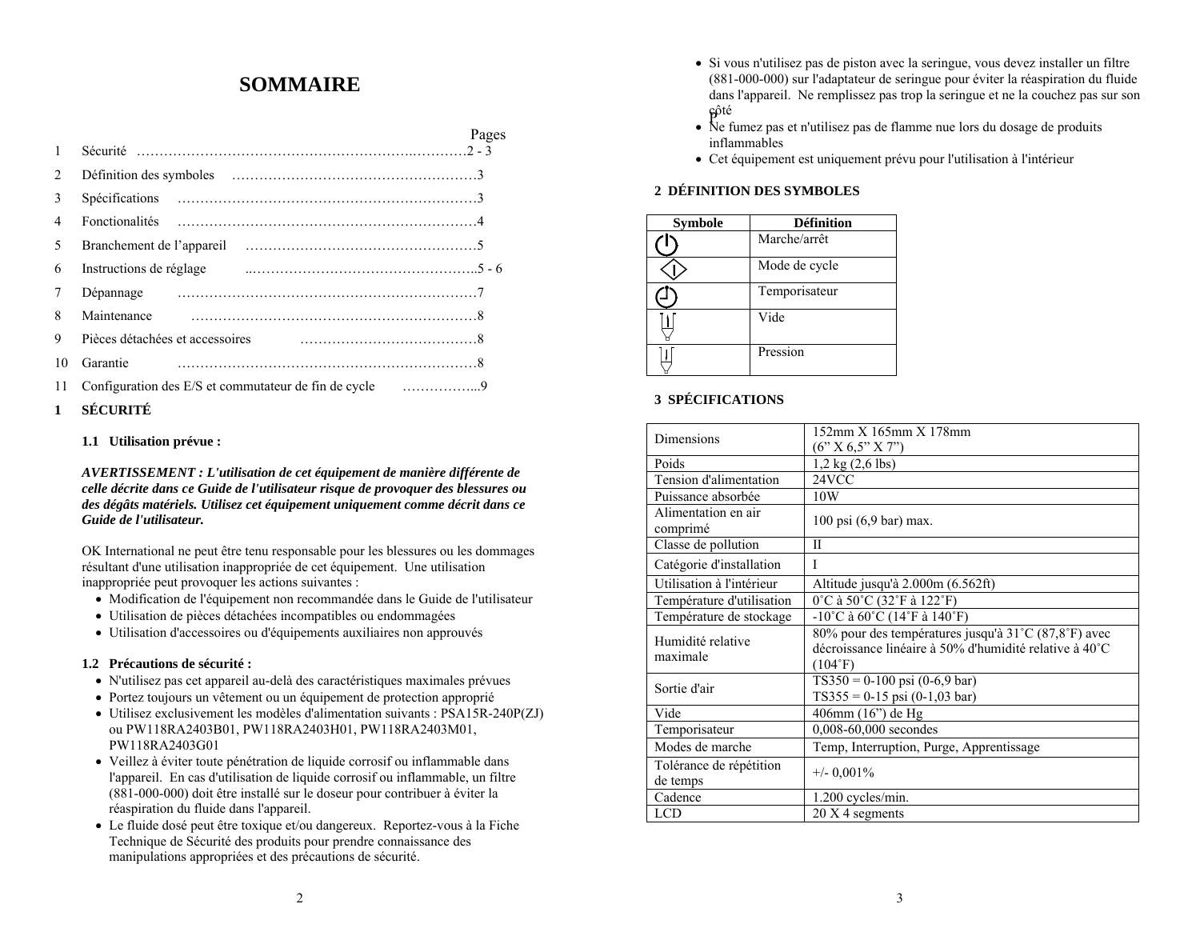# SOMMAIRE

| | | Pages |
|---|---|---|
| 1 | Sécurité | 2 - 3 |
| 2 | Définition des symboles | 3 |
| 3 | Spécifications | 3 |
| 4 | Fonctionalités | 4 |
| 5 | Branchement de l'appareil | 5 |
| 6 | Instructions de réglage | 5 - 6 |
| 7 | Dépannage | 7 |
| 8 | Maintenance | 8 |
| 9 | Pièces détachées et accessoires | 8 |
| 10 | Garantie | 8 |
| 11 | Configuration des E/S et commutateur de fin de cycle | 9 |

## 1 SÉCURITÉ

### 1.1 Utilisation prévue :

***AVERTISSEMENT : L'utilisation de cet équipement de manière différente de celle décrite dans ce Guide de l'utilisateur risque de provoquer des blessures ou des dégâts matériels. Utilisez cet équipement uniquement comme décrit dans ce Guide de l'utilisateur.***

OK International ne peut être tenu responsable pour les blessures ou les dommages résultant d'une utilisation inappropriée de cet équipement. Une utilisation inappropriée peut provoquer les actions suivantes :

- Modification de l'équipement non recommandée dans le Guide de l'utilisateur
- Utilisation de pièces détachées incompatibles ou endommagées
- Utilisation d'accessoires ou d'équipements auxiliaires non approuvés

### 1.2 Précautions de sécurité :

- N'utilisez pas cet appareil au-delà des caractéristiques maximales prévues
- Portez toujours un vêtement ou un équipement de protection approprié
- Utilisez exclusivement les modèles d'alimentation suivants : PSA15R-240P(ZJ) ou PW118RA2403B01, PW118RA2403H01, PW118RA2403M01, PW118RA2403G01
- Veillez à éviter toute pénétration de liquide corrosif ou inflammable dans l'appareil. En cas d'utilisation de liquide corrosif ou inflammable, un filtre (881-000-000) doit être installé sur le doseur pour contribuer à éviter la réaspiration du fluide dans l'appareil.
- Le fluide dosé peut être toxique et/ou dangereux. Reportez-vous à la Fiche Technique de Sécurité des produits pour prendre connaissance des manipulations appropriées et des précautions de sécurité.
- Si vous n'utilisez pas de piston avec la seringue, vous devez installer un filtre (881-000-000) sur l'adaptateur de seringue pour éviter la réaspiration du fluide dans l'appareil. Ne remplissez pas trop la seringue et ne la couchez pas sur son côté
- Ne fumez pas et n'utilisez pas de flamme nue lors du dosage de produits inflammables
- Cet équipement est uniquement prévu pour l'utilisation à l'intérieur

## 2 DÉFINITION DES SYMBOLES

| Symbole | Définition |
|---|---|
| ⏻ | Marche/arrêt |
| ◇ | Mode de cycle |
| ◷ | Temporisateur |
| | Vide |
| | Pression |

## 3 SPÉCIFICATIONS

| | |
|---|---|
| Dimensions | 152mm X 165mm X 178mm (6" X 6,5" X 7") |
| Poids | 1,2 kg (2,6 lbs) |
| Tension d'alimentation | 24VCC |
| Puissance absorbée | 10W |
| Alimentation en air comprimé | 100 psi (6,9 bar) max. |
| Classe de pollution | II |
| Catégorie d'installation | I |
| Utilisation à l'intérieur | Altitude jusqu'à 2.000m (6.562ft) |
| Température d'utilisation | 0˚C à 50˚C (32˚F à 122˚F) |
| Température de stockage | -10˚C à 60˚C (14˚F à 140˚F) |
| Humidité relative maximale | 80% pour des températures jusqu'à 31˚C (87,8˚F) avec décroissance linéaire à 50% d'humidité relative à 40˚C (104˚F) |
| Sortie d'air | TS350 = 0-100 psi (0-6,9 bar)<br>TS355 = 0-15 psi (0-1,03 bar) |
| Vide | 406mm (16") de Hg |
| Temporisateur | 0,008-60,000 secondes |
| Modes de marche | Temp, Interruption, Purge, Apprentissage |
| Tolérance de répétition de temps | +/- 0,001% |
| Cadence | 1.200 cycles/min. |
| LCD | 20 X 4 segments |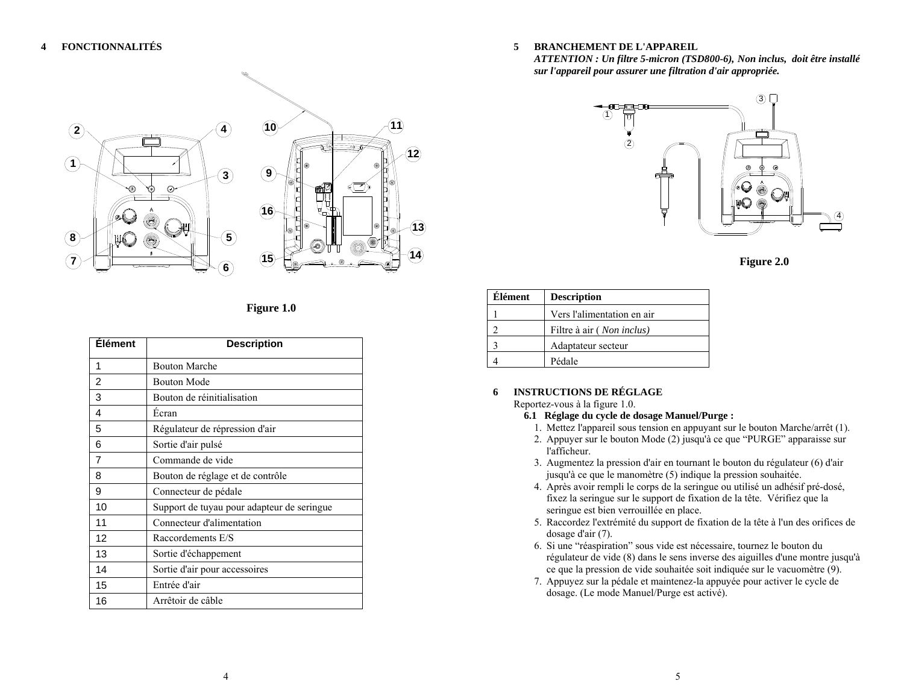## 4 FONCTIONNALITÉS

Figure 1.0

| Élément | Description |
|---|---|
| 1 | Bouton Marche |
| 2 | Bouton Mode |
| 3 | Bouton de réinitialisation |
| 4 | Écran |
| 5 | Régulateur de répression d'air |
| 6 | Sortie d'air pulsé |
| 7 | Commande de vide |
| 8 | Bouton de réglage et de contrôle |
| 9 | Connecteur de pédale |
| 10 | Support de tuyau pour adapteur de seringue |
| 11 | Connecteur d'alimentation |
| 12 | Raccordements E/S |
| 13 | Sortie d'échappement |
| 14 | Sortie d'air pour accessoires |
| 15 | Entrée d'air |
| 16 | Arrêtoir de câble |

## 5 BRANCHEMENT DE L'APPAREIL

***ATTENTION : Un filtre 5-micron (TSD800-6), Non inclus, doit être installé sur l'appareil pour assurer une filtration d'air appropriée.***

**Figure 2.0**

| Élément | Description |
|---|---|
| 1 | Vers l'alimentation en air |
| 2 | Filtre à air ( *Non inclus)* |
| 3 | Adaptateur secteur |
| 4 | Pédale |

## 6 INSTRUCTIONS DE RÉGLAGE

Reportez-vous à la figure 1.0.

### 6.1 Réglage du cycle de dosage Manuel/Purge :

1. Mettez l'appareil sous tension en appuyant sur le bouton Marche/arrêt (1).
2. Appuyer sur le bouton Mode (2) jusqu'à ce que “PURGE” apparaisse sur l'afficheur.
3. Augmentez la pression d'air en tournant le bouton du régulateur (6) d'air jusqu'à ce que le manomètre (5) indique la pression souhaitée.
4. Après avoir rempli le corps de la seringue ou utilisé un adhésif pré-dosé, fixez la seringue sur le support de fixation de la tête. Vérifiez que la seringue est bien verrouillée en place.
5. Raccordez l'extrémité du support de fixation de la tête à l'un des orifices de dosage d'air (7).
6. Si une “réaspiration” sous vide est nécessaire, tournez le bouton du régulateur de vide (8) dans le sens inverse des aiguilles d'une montre jusqu'à ce que la pression de vide souhaitée soit indiquée sur le vacuomètre (9).
7. Appuyez sur la pédale et maintenez-la appuyée pour activer le cycle de dosage. (Le mode Manuel/Purge est activé).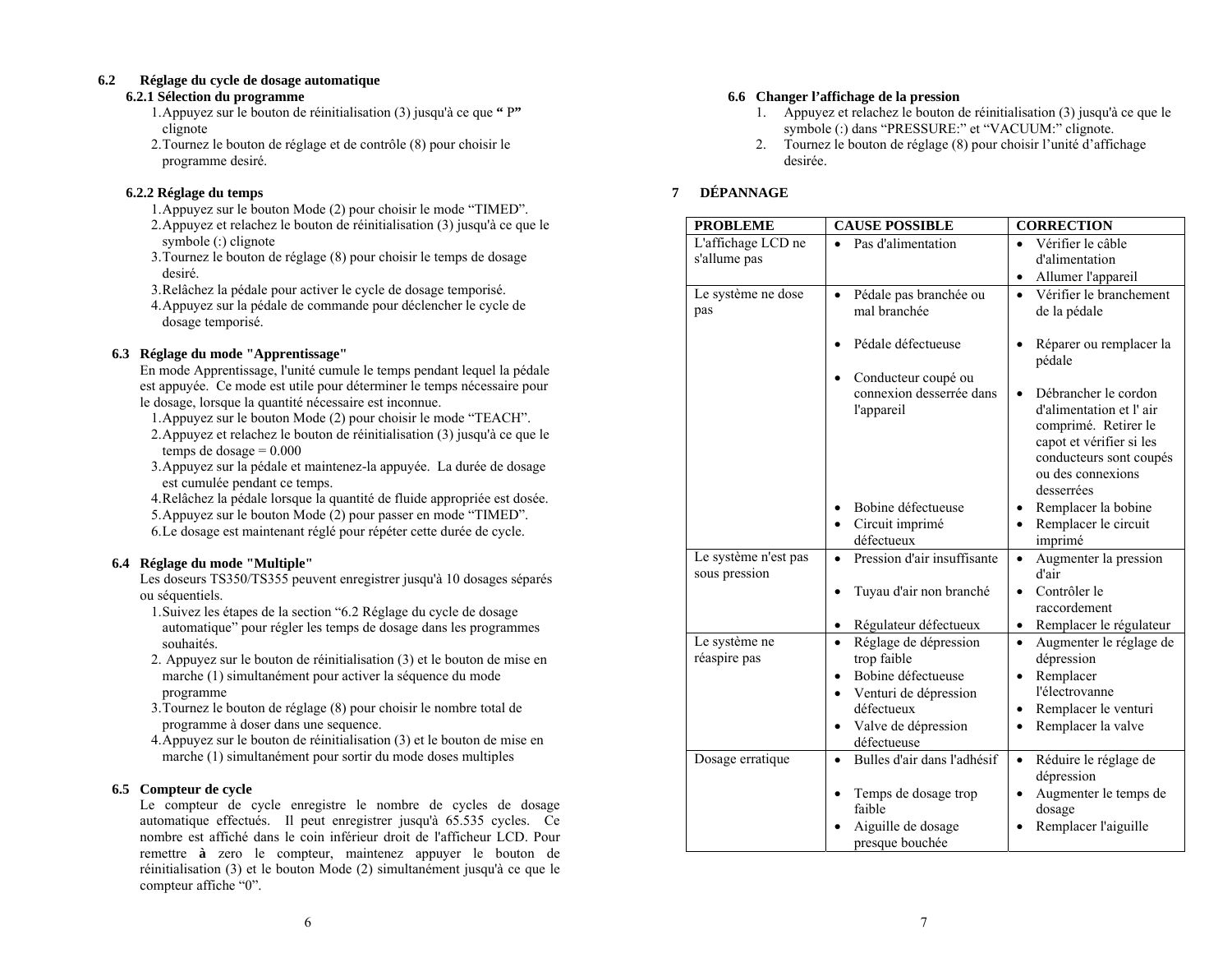## 6.2 Réglage du cycle de dosage automatique

### 6.2.1 Sélection du programme

1. Appuyez sur le bouton de réinitialisation (3) jusqu'à ce que **"** P**"** clignote
2. Tournez le bouton de réglage et de contrôle (8) pour choisir le programme desiré.

### 6.2.2 Réglage du temps

1. Appuyez sur le bouton Mode (2) pour choisir le mode "TIMED".
2. Appuyez et relachez le bouton de réinitialisation (3) jusqu'à ce que le symbole (:) clignote
3. Tournez le bouton de réglage (8) pour choisir le temps de dosage desiré.
3. Relâchez la pédale pour activer le cycle de dosage temporisé.
4. Appuyez sur la pédale de commande pour déclencher le cycle de dosage temporisé.

## 6.3 Réglage du mode "Apprentissage"

En mode Apprentissage, l'unité cumule le temps pendant lequel la pédale est appuyée. Ce mode est utile pour déterminer le temps nécessaire pour le dosage, lorsque la quantité nécessaire est inconnue.

1. Appuyez sur le bouton Mode (2) pour choisir le mode "TEACH".
2. Appuyez et relachez le bouton de réinitialisation (3) jusqu'à ce que le temps de dosage = 0.000
3. Appuyez sur la pédale et maintenez-la appuyée. La durée de dosage est cumulée pendant ce temps.
4. Relâchez la pédale lorsque la quantité de fluide appropriée est dosée.
5. Appuyez sur le bouton Mode (2) pour passer en mode "TIMED".
6. Le dosage est maintenant réglé pour répéter cette durée de cycle.

## 6.4 Réglage du mode "Multiple"

Les doseurs TS350/TS355 peuvent enregistrer jusqu'à 10 dosages séparés ou séquentiels.

1. Suivez les étapes de la section "6.2 Réglage du cycle de dosage automatique" pour régler les temps de dosage dans les programmes souhaités.
2. Appuyez sur le bouton de réinitialisation (3) et le bouton de mise en marche (1) simultanément pour activer la séquence du mode programme
3. Tournez le bouton de réglage (8) pour choisir le nombre total de programme à doser dans une sequence.
4. Appuyez sur le bouton de réinitialisation (3) et le bouton de mise en marche (1) simultanément pour sortir du mode doses multiples

## 6.5 Compteur de cycle

Le compteur de cycle enregistre le nombre de cycles de dosage automatique effectués. Il peut enregistrer jusqu'à 65.535 cycles. Ce nombre est affiché dans le coin inférieur droit de l'afficheur LCD. Pour remettre **à** zero le compteur, maintenez appuyer le bouton de réinitialisation (3) et le bouton Mode (2) simultanément jusqu'à ce que le compteur affiche "0".

## 6.6 Changer l'affichage de la pression

1. Appuyez et relachez le bouton de réinitialisation (3) jusqu'à ce que le symbole (:) dans "PRESSURE:" et "VACUUM:" clignote.
2. Tournez le bouton de réglage (8) pour choisir l'unité d'affichage desirée.

# 7 DÉPANNAGE

| PROBLEME | CAUSE POSSIBLE | CORRECTION |
|---|---|---|
| L'affichage LCD ne s'allume pas | • Pas d'alimentation | • Vérifier le câble d'alimentation<br>• Allumer l'appareil |
| Le système ne dose pas | • Pédale pas branchée ou mal branchée<br>• Pédale défectueuse<br>• Conducteur coupé ou connexion desserrée dans l'appareil<br>• Bobine défectueuse<br>• Circuit imprimé défectueux | • Vérifier le branchement de la pédale<br>• Réparer ou remplacer la pédale<br>• Débrancher le cordon d'alimentation et l' air comprimé. Retirer le capot et vérifier si les conducteurs sont coupés ou des connexions desserrées<br>• Remplacer la bobine<br>• Remplacer le circuit imprimé |
| Le système n'est pas sous pression | • Pression d'air insuffisante<br>• Tuyau d'air non branché<br>• Régulateur défectueux | • Augmenter la pression d'air<br>• Contrôler le raccordement<br>• Remplacer le régulateur |
| Le système ne réaspire pas | • Réglage de dépression trop faible<br>• Bobine défectueuse<br>• Venturi de dépression défectueux<br>• Valve de dépression défectueuse | • Augmenter le réglage de dépression<br>• Remplacer l'électrovanne<br>• Remplacer le venturi<br>• Remplacer la valve |
| Dosage erratique | • Bulles d'air dans l'adhésif<br>• Temps de dosage trop faible<br>• Aiguille de dosage presque bouchée | • Réduire le réglage de dépression<br>• Augmenter le temps de dosage<br>• Remplacer l'aiguille |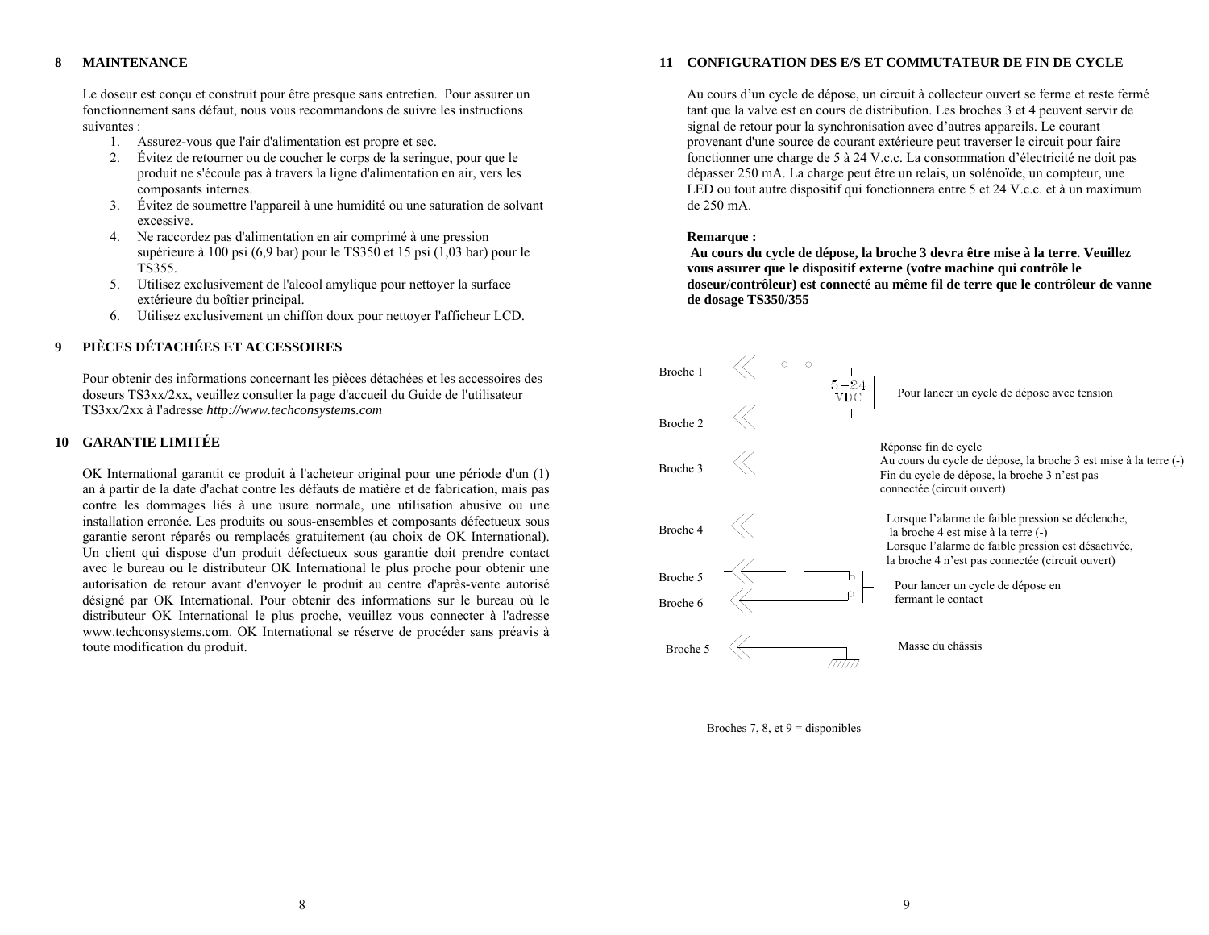## 8 MAINTENANCE

Le doseur est conçu et construit pour être presque sans entretien. Pour assurer un fonctionnement sans défaut, nous vous recommandons de suivre les instructions suivantes :

1. Assurez-vous que l'air d'alimentation est propre et sec.
2. Évitez de retourner ou de coucher le corps de la seringue, pour que le produit ne s'écoule pas à travers la ligne d'alimentation en air, vers les composants internes.
3. Évitez de soumettre l'appareil à une humidité ou une saturation de solvant excessive.
4. Ne raccordez pas d'alimentation en air comprimé à une pression supérieure à 100 psi (6,9 bar) pour le TS350 et 15 psi (1,03 bar) pour le TS355.
5. Utilisez exclusivement de l'alcool amylique pour nettoyer la surface extérieure du boîtier principal.
6. Utilisez exclusivement un chiffon doux pour nettoyer l'afficheur LCD.

## 9 PIÈCES DÉTACHÉES ET ACCESSOIRES

Pour obtenir des informations concernant les pièces détachées et les accessoires des doseurs TS3xx/2xx, veuillez consulter la page d'accueil du Guide de l'utilisateur TS3xx/2xx à l'adresse *http://www.techconsystems.com*

## 10 GARANTIE LIMITÉE

OK International garantit ce produit à l'acheteur original pour une période d'un (1) an à partir de la date d'achat contre les défauts de matière et de fabrication, mais pas contre les dommages liés à une usure normale, une utilisation abusive ou une installation erronée. Les produits ou sous-ensembles et composants défectueux sous garantie seront réparés ou remplacés gratuitement (au choix de OK International). Un client qui dispose d'un produit défectueux sous garantie doit prendre contact avec le bureau ou le distributeur OK International le plus proche pour obtenir une autorisation de retour avant d'envoyer le produit au centre d'après-vente autorisé désigné par OK International. Pour obtenir des informations sur le bureau où le distributeur OK International le plus proche, veuillez vous connecter à l'adresse www.techconsystems.com. OK International se réserve de procéder sans préavis à toute modification du produit.

## 11 CONFIGURATION DES E/S ET COMMUTATEUR DE FIN DE CYCLE

Au cours d'un cycle de dépose, un circuit à collecteur ouvert se ferme et reste fermé tant que la valve est en cours de distribution. Les broches 3 et 4 peuvent servir de signal de retour pour la synchronisation avec d'autres appareils. Le courant provenant d'une source de courant extérieure peut traverser le circuit pour faire fonctionner une charge de 5 à 24 V.c.c. La consommation d'électricité ne doit pas dépasser 250 mA. La charge peut être un relais, un solénoïde, un compteur, une LED ou tout autre dispositif qui fonctionnera entre 5 et 24 V.c.c. et à un maximum de 250 mA.

**Remarque :**

**Au cours du cycle de dépose, la broche 3 devra être mise à la terre. Veuillez vous assurer que le dispositif externe (votre machine qui contrôle le doseur/contrôleur) est connecté au même fil de terre que le contrôleur de vanne de dosage TS350/355**

Broche 1 / Broche 2 — 5–24 VDC — Pour lancer un cycle de dépose avec tension

Broche 3 — Réponse fin de cycle
Au cours du cycle de dépose, la broche 3 est mise à la terre (-)
Fin du cycle de dépose, la broche 3 n'est pas connectée (circuit ouvert)

Broche 4 — Lorsque l'alarme de faible pression se déclenche, la broche 4 est mise à la terre (-)
Lorsque l'alarme de faible pression est désactivée, la broche 4 n'est pas connectée (circuit ouvert)

Broche 5 / Broche 6 — Pour lancer un cycle de dépose en fermant le contact

Broche 5 — Masse du châssis

Broches 7, 8, et 9 = disponibles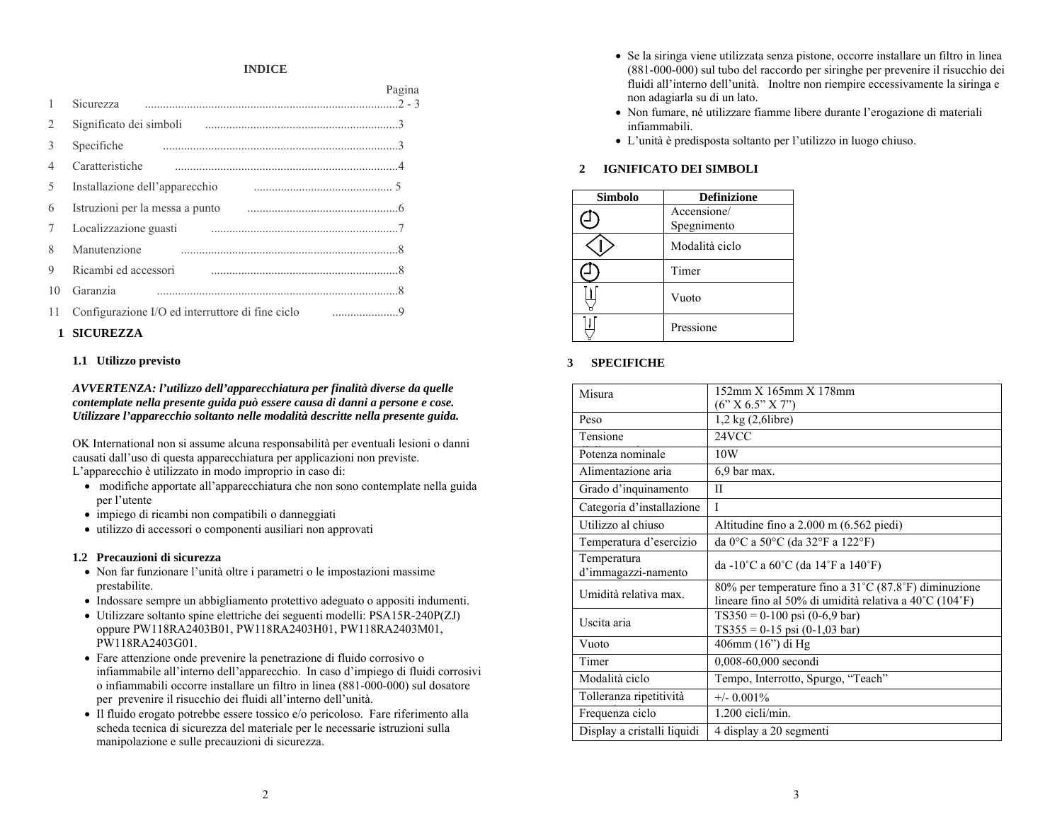**INDICE**

| | | Pagina |
|---|---|---|
| 1 | Sicurezza | 2 - 3 |
| 2 | Significato dei simboli | 3 |
| 3 | Specifiche | 3 |
| 4 | Caratteristiche | 4 |
| 5 | Installazione dell'apparecchio | 5 |
| 6 | Istruzioni per la messa a punto | 6 |
| 7 | Localizzazione guasti | 7 |
| 8 | Manutenzione | 8 |
| 9 | Ricambi ed accessori | 8 |
| 10 | Garanzia | 8 |
| 11 | Configurazione I/O ed interruttore di fine ciclo | 9 |

# 1 SICUREZZA

## 1.1 Utilizzo previsto

***AVVERTENZA: l'utilizzo dell'apparecchiatura per finalità diverse da quelle contemplate nella presente guida può essere causa di danni a persone e cose. Utilizzare l'apparecchio soltanto nelle modalità descritte nella presente guida.***

OK International non si assume alcuna responsabilità per eventuali lesioni o danni causati dall'uso di questa apparecchiatura per applicazioni non previste.
L'apparecchio è utilizzato in modo improprio in caso di:

- modifiche apportate all'apparecchiatura che non sono contemplate nella guida per l'utente
- impiego di ricambi non compatibili o danneggiati
- utilizzo di accessori o componenti ausiliari non approvati

## 1.2 Precauzioni di sicurezza

- Non far funzionare l'unità oltre i parametri o le impostazioni massime prestabilite.
- Indossare sempre un abbigliamento protettivo adeguato o appositi indumenti.
- Utilizzare soltanto spine elettriche dei seguenti modelli: PSA15R-240P(ZJ) oppure PW118RA2403B01, PW118RA2403H01, PW118RA2403M01, PW118RA2403G01.
- Fare attenzione onde prevenire la penetrazione di fluido corrosivo o infiammabile all'interno dell'apparecchio. In caso d'impiego di fluidi corrosivi o infiammabili occorre installare un filtro in linea (881-000-000) sul dosatore per prevenire il risucchio dei fluidi all'interno dell'unità.
- Il fluido erogato potrebbe essere tossico e/o pericoloso. Fare riferimento alla scheda tecnica di sicurezza del materiale per le necessarie istruzioni sulla manipolazione e sulle precauzioni di sicurezza.
- Se la siringa viene utilizzata senza pistone, occorre installare un filtro in linea (881-000-000) sul tubo del raccordo per siringhe per prevenire il risucchio dei fluidi all'interno dell'unità. Inoltre non riempire eccessivamente la siringa e non adagiarla su di un lato.
- Non fumare, né utilizzare fiamme libere durante l'erogazione di materiali infiammabili.
- L'unità è predisposta soltanto per l'utilizzo in luogo chiuso.

# 2 IGNIFICATO DEI SIMBOLI

| Simbolo | Definizione |
|---|---|
| | Accensione/ Spegnimento |
| | Modalità ciclo |
| | Timer |
| | Vuoto |
| | Pressione |

# 3 SPECIFICHE

| | |
|---|---|
| Misura | 152mm X 165mm X 178mm (6" X 6.5" X 7") |
| Peso | 1,2 kg (2,6libre) |
| Tensione | 24VCC |
| Potenza nominale | 10W |
| Alimentazione aria | 6,9 bar max. |
| Grado d'inquinamento | II |
| Categoria d'installazione | I |
| Utilizzo al chiuso | Altitudine fino a 2.000 m (6.562 piedi) |
| Temperatura d'esercizio | da 0°C a 50°C (da 32°F a 122°F) |
| Temperatura d'immagazzi-namento | da -10˚C a 60˚C (da 14˚F a 140˚F) |
| Umidità relativa max. | 80% per temperature fino a 31˚C (87.8˚F) diminuzione lineare fino al 50% di umidità relativa a 40˚C (104˚F) |
| Uscita aria | TS350 = 0-100 psi (0-6,9 bar)<br>TS355 = 0-15 psi (0-1,03 bar) |
| Vuoto | 406mm (16") di Hg |
| Timer | 0,008-60,000 secondi |
| Modalità ciclo | Tempo, Interrotto, Spurgo, "Teach" |
| Tolleranza ripetitività | +/- 0.001% |
| Frequenza ciclo | 1.200 cicli/min. |
| Display a cristalli liquidi | 4 display a 20 segmenti |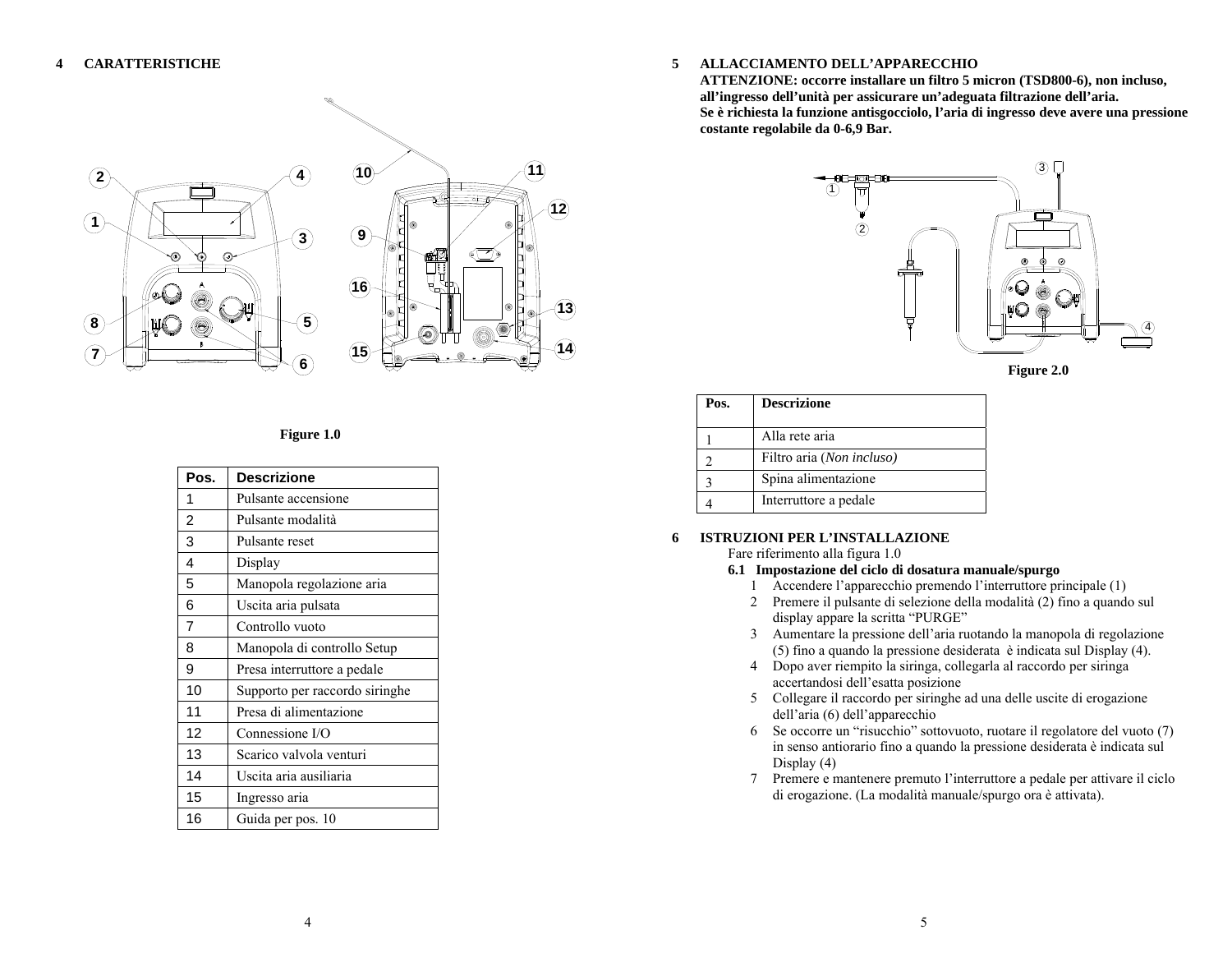## 4 CARATTERISTICHE

Figure 1.0

| Pos. | Descrizione |
|---|---|
| 1 | Pulsante accensione |
| 2 | Pulsante modalità |
| 3 | Pulsante reset |
| 4 | Display |
| 5 | Manopola regolazione aria |
| 6 | Uscita aria pulsata |
| 7 | Controllo vuoto |
| 8 | Manopola di controllo Setup |
| 9 | Presa interruttore a pedale |
| 10 | Supporto per raccordo siringhe |
| 11 | Presa di alimentazione |
| 12 | Connessione I/O |
| 13 | Scarico valvola venturi |
| 14 | Uscita aria ausiliaria |
| 15 | Ingresso aria |
| 16 | Guida per pos. 10 |

## 5 ALLACCIAMENTO DELL'APPARECCHIO

**ATTENZIONE: occorre installare un filtro 5 micron (TSD800-6), non incluso, all'ingresso dell'unità per assicurare un'adeguata filtrazione dell'aria.**
**Se è richiesta la funzione antisgocciolo, l'aria di ingresso deve avere una pressione costante regolabile da 0-6,9 Bar.**

Figure 2.0

| Pos. | Descrizione |
|---|---|
| 1 | Alla rete aria |
| 2 | Filtro aria (*Non incluso)* |
| 3 | Spina alimentazione |
| 4 | Interruttore a pedale |

## 6 ISTRUZIONI PER L'INSTALLAZIONE

Fare riferimento alla figura 1.0

### 6.1 Impostazione del ciclo di dosatura manuale/spurgo

1. Accendere l'apparecchio premendo l'interruttore principale (1)
2. Premere il pulsante di selezione della modalità (2) fino a quando sul display appare la scritta "PURGE"
3. Aumentare la pressione dell'aria ruotando la manopola di regolazione (5) fino a quando la pressione desiderata è indicata sul Display (4).
4. Dopo aver riempito la siringa, collegarla al raccordo per siringa accertandosi dell'esatta posizione
5. Collegare il raccordo per siringhe ad una delle uscite di erogazione dell'aria (6) dell'apparecchio
6. Se occorre un "risucchio" sottovuoto, ruotare il regolatore del vuoto (7) in senso antiorario fino a quando la pressione desiderata è indicata sul Display (4)
7. Premere e mantenere premuto l'interruttore a pedale per attivare il ciclo di erogazione. (La modalità manuale/spurgo ora è attivata).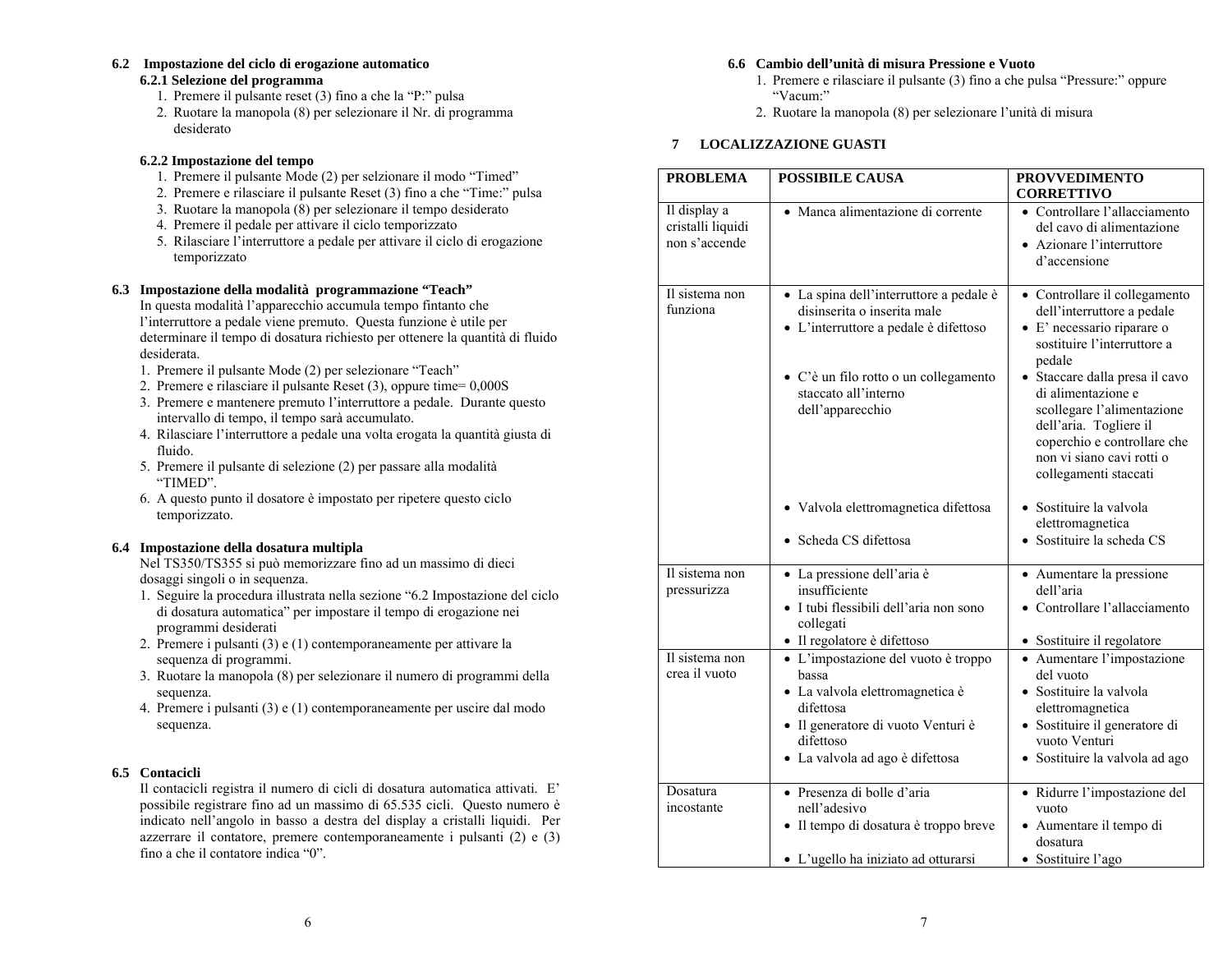## 6.2 Impostazione del ciclo di erogazione automatico

### 6.2.1 Selezione del programma

1. Premere il pulsante reset (3) fino a che la "P:" pulsa
2. Ruotare la manopola (8) per selezionare il Nr. di programma desiderato

### 6.2.2 Impostazione del tempo

1. Premere il pulsante Mode (2) per selzionare il modo "Timed"
2. Premere e rilasciare il pulsante Reset (3) fino a che "Time:" pulsa
3. Ruotare la manopola (8) per selezionare il tempo desiderato
4. Premere il pedale per attivare il ciclo temporizzato
5. Rilasciare l'interruttore a pedale per attivare il ciclo di erogazione temporizzato

## 6.3 Impostazione della modalità programmazione "Teach"

In questa modalità l'apparecchio accumula tempo fintanto che l'interruttore a pedale viene premuto. Questa funzione è utile per determinare il tempo di dosatura richiesto per ottenere la quantità di fluido desiderata.

1. Premere il pulsante Mode (2) per selezionare "Teach"
2. Premere e rilasciare il pulsante Reset (3), oppure time= 0,000S
3. Premere e mantenere premuto l'interruttore a pedale. Durante questo intervallo di tempo, il tempo sarà accumulato.
4. Rilasciare l'interruttore a pedale una volta erogata la quantità giusta di fluido.
5. Premere il pulsante di selezione (2) per passare alla modalità "TIMED".
6. A questo punto il dosatore è impostato per ripetere questo ciclo temporizzato.

## 6.4 Impostazione della dosatura multipla

Nel TS350/TS355 si può memorizzare fino ad un massimo di dieci dosaggi singoli o in sequenza.

1. Seguire la procedura illustrata nella sezione "6.2 Impostazione del ciclo di dosatura automatica" per impostare il tempo di erogazione nei programmi desiderati
2. Premere i pulsanti (3) e (1) contemporaneamente per attivare la sequenza di programmi.
3. Ruotare la manopola (8) per selezionare il numero di programmi della sequenza.
4. Premere i pulsanti (3) e (1) contemporaneamente per uscire dal modo sequenza.

## 6.5 Contacicli

Il contacicli registra il numero di cicli di dosatura automatica attivati. E' possibile registrare fino ad un massimo di 65.535 cicli. Questo numero è indicato nell'angolo in basso a destra del display a cristalli liquidi. Per azzerrare il contatore, premere contemporaneamente i pulsanti (2) e (3) fino a che il contatore indica "0".

## 6.6 Cambio dell'unità di misura Pressione e Vuoto

1. Premere e rilasciare il pulsante (3) fino a che pulsa "Pressure:" oppure "Vacum:"
2. Ruotare la manopola (8) per selezionare l'unità di misura

# 7 LOCALIZZAZIONE GUASTI

| PROBLEMA | POSSIBILE CAUSA | PROVVEDIMENTO CORRETTIVO |
|---|---|---|
| Il display a cristalli liquidi non s'accende | • Manca alimentazione di corrente | • Controllare l'allacciamento del cavo di alimentazione<br>• Azionare l'interruttore d'accensione |
| Il sistema non funziona | • La spina dell'interruttore a pedale è disinserita o inserita male<br>• L'interruttore a pedale è difettoso<br>• C'è un filo rotto o un collegamento staccato all'interno dell'apparecchio<br>• Valvola elettromagnetica difettosa<br>• Scheda CS difettosa | • Controllare il collegamento dell'interruttore a pedale<br>• E' necessario riparare o sostituire l'interruttore a pedale<br>• Staccare dalla presa il cavo di alimentazione e scollegare l'alimentazione dell'aria. Togliere il coperchio e controllare che non vi siano cavi rotti o collegamenti staccati<br>• Sostituire la valvola elettromagnetica<br>• Sostituire la scheda CS |
| Il sistema non pressurizza | • La pressione dell'aria è insufficiente<br>• I tubi flessibili dell'aria non sono collegati<br>• Il regolatore è difettoso | • Aumentare la pressione dell'aria<br>• Controllare l'allacciamento<br>• Sostituire il regolatore |
| Il sistema non crea il vuoto | • L'impostazione del vuoto è troppo bassa<br>• La valvola elettromagnetica è difettosa<br>• Il generatore di vuoto Venturi è difettoso<br>• La valvola ad ago è difettosa | • Aumentare l'impostazione del vuoto<br>• Sostituire la valvola elettromagnetica<br>• Sostituire il generatore di vuoto Venturi<br>• Sostituire la valvola ad ago |
| Dosatura incostante | • Presenza di bolle d'aria nell'adesivo<br>• Il tempo di dosatura è troppo breve<br>• L'ugello ha iniziato ad otturarsi | • Ridurre l'impostazione del vuoto<br>• Aumentare il tempo di dosatura<br>• Sostituire l'ago |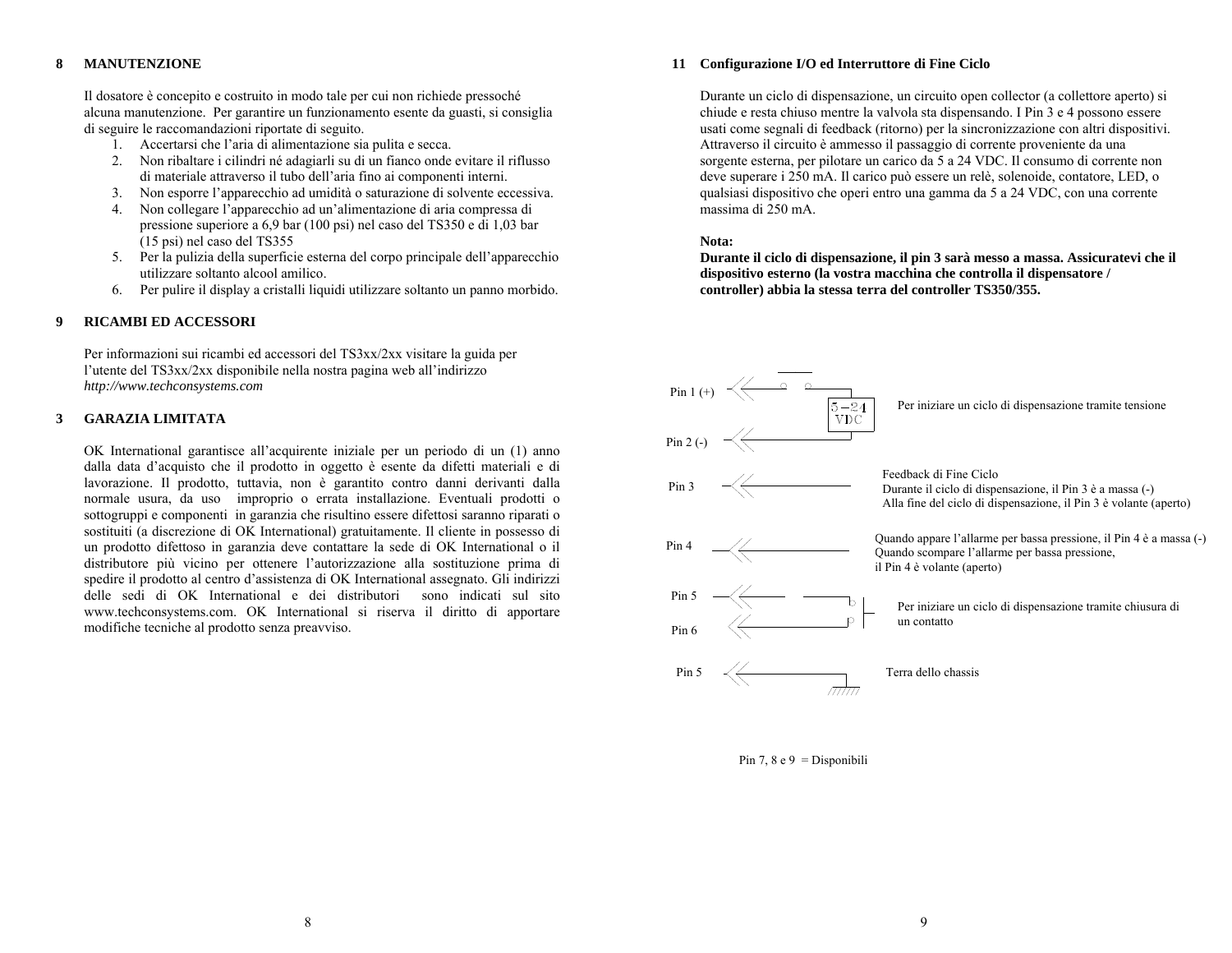## 8 MANUTENZIONE

Il dosatore è concepito e costruito in modo tale per cui non richiede pressoché alcuna manutenzione. Per garantire un funzionamento esente da guasti, si consiglia di seguire le raccomandazioni riportate di seguito.

1. Accertarsi che l'aria di alimentazione sia pulita e secca.
2. Non ribaltare i cilindri né adagiarli su di un fianco onde evitare il riflusso di materiale attraverso il tubo dell'aria fino ai componenti interni.
3. Non esporre l'apparecchio ad umidità o saturazione di solvente eccessiva.
4. Non collegare l'apparecchio ad un'alimentazione di aria compressa di pressione superiore a 6,9 bar (100 psi) nel caso del TS350 e di 1,03 bar (15 psi) nel caso del TS355
5. Per la pulizia della superficie esterna del corpo principale dell'apparecchio utilizzare soltanto alcool amilico.
6. Per pulire il display a cristalli liquidi utilizzare soltanto un panno morbido.

## 9 RICAMBI ED ACCESSORI

Per informazioni sui ricambi ed accessori del TS3xx/2xx visitare la guida per l'utente del TS3xx/2xx disponibile nella nostra pagina web all'indirizzo *http://www.techconsystems.com*

## 3 GARAZIA LIMITATA

OK International garantisce all'acquirente iniziale per un periodo di un (1) anno dalla data d'acquisto che il prodotto in oggetto è esente da difetti materiali e di lavorazione. Il prodotto, tuttavia, non è garantito contro danni derivanti dalla normale usura, da uso improprio o errata installazione. Eventuali prodotti o sottogruppi e componenti in garanzia che risultino essere difettosi saranno riparati o sostituiti (a discrezione di OK International) gratuitamente. Il cliente in possesso di un prodotto difettoso in garanzia deve contattare la sede di OK International o il distributore più vicino per ottenere l'autorizzazione alla sostituzione prima di spedire il prodotto al centro d'assistenza di OK International assegnato. Gli indirizzi delle sedi di OK International e dei distributori sono indicati sul sito www.techconsystems.com. OK International si riserva il diritto di apportare modifiche tecniche al prodotto senza preavviso.

## 11 Configurazione I/O ed Interruttore di Fine Ciclo

Durante un ciclo di dispensazione, un circuito open collector (a collettore aperto) si chiude e resta chiuso mentre la valvola sta dispensando. I Pin 3 e 4 possono essere usati come segnali di feedback (ritorno) per la sincronizzazione con altri dispositivi. Attraverso il circuito è ammesso il passaggio di corrente proveniente da una sorgente esterna, per pilotare un carico da 5 a 24 VDC. Il consumo di corrente non deve superare i 250 mA. Il carico può essere un relè, solenoide, contatore, LED, o qualsiasi dispositivo che operi entro una gamma da 5 a 24 VDC, con una corrente massima di 250 mA.

**Nota:**
**Durante il ciclo di dispensazione, il pin 3 sarà messo a massa. Assicuratevi che il dispositivo esterno (la vostra macchina che controlla il dispensatore / controller) abbia la stessa terra del controller TS350/355.**

Pin 1 (+) — 5 – 24 VDC — Pin 2 (-): Per iniziare un ciclo di dispensazione tramite tensione

Pin 3: Feedback di Fine Ciclo
Durante il ciclo di dispensazione, il Pin 3 è a massa (-)
Alla fine del ciclo di dispensazione, il Pin 3 è volante (aperto)

Pin 4: Quando appare l'allarme per bassa pressione, il Pin 4 è a massa (-)
Quando scompare l'allarme per bassa pressione, il Pin 4 è volante (aperto)

Pin 5 / Pin 6: Per iniziare un ciclo di dispensazione tramite chiusura di un contatto

Pin 5: Terra dello chassis

Pin 7, 8 e 9 = Disponibili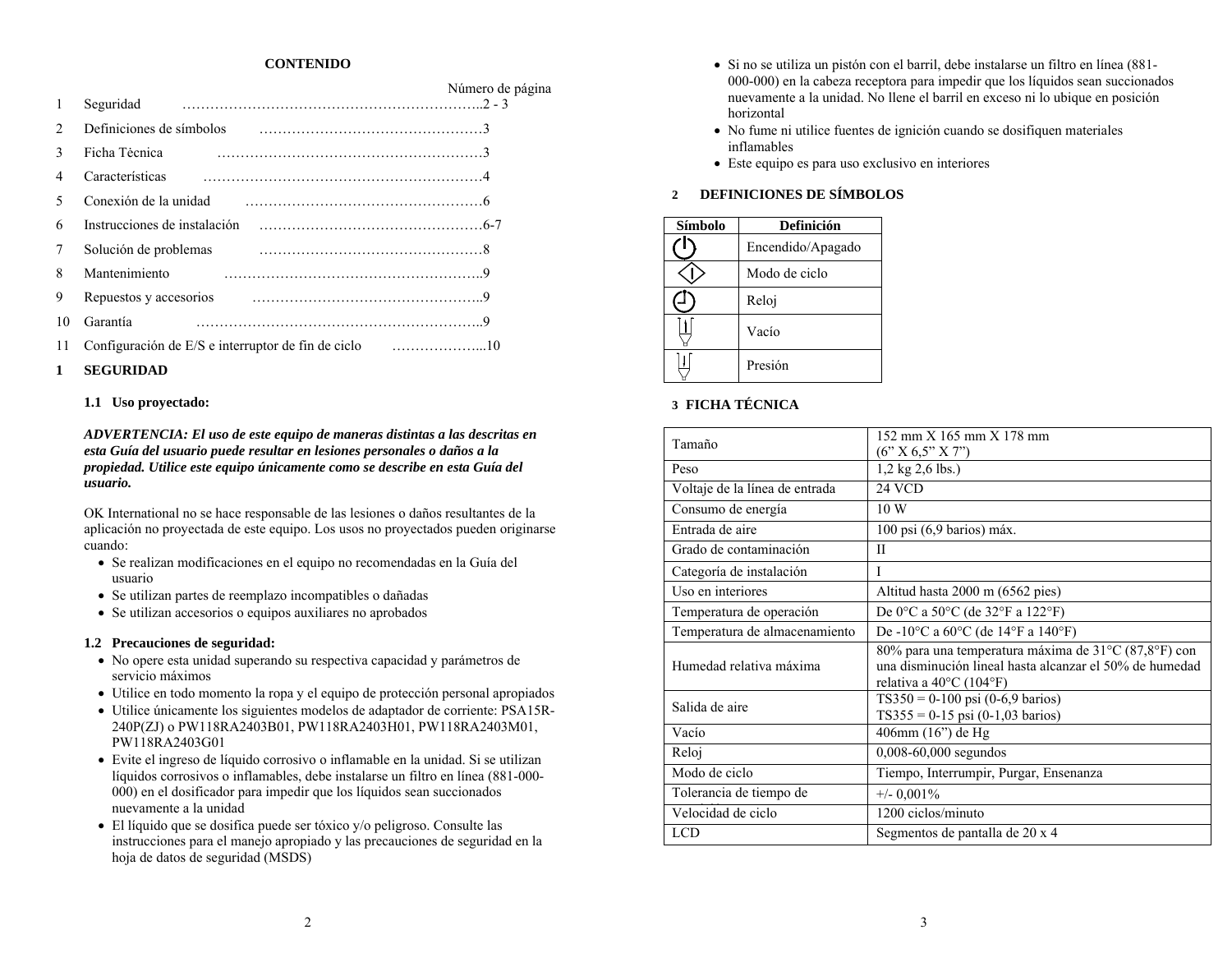**CONTENIDO**

| | | Número de página |
|---|---|---|
| 1 | Seguridad | 2 - 3 |
| 2 | Definiciones de símbolos | 3 |
| 3 | Ficha Técnica | 3 |
| 4 | Características | 4 |
| 5 | Conexión de la unidad | 6 |
| 6 | Instrucciones de instalación | 6-7 |
| 7 | Solución de problemas | 8 |
| 8 | Mantenimiento | 9 |
| 9 | Repuestos y accesorios | 9 |
| 10 | Garantía | 9 |
| 11 | Configuración de E/S e interruptor de fin de ciclo | 10 |

# 1 SEGURIDAD

## 1.1 Uso proyectado:

***ADVERTENCIA: El uso de este equipo de maneras distintas a las descritas en esta Guía del usuario puede resultar en lesiones personales o daños a la propiedad. Utilice este equipo únicamente como se describe en esta Guía del usuario.***

OK International no se hace responsable de las lesiones o daños resultantes de la aplicación no proyectada de este equipo. Los usos no proyectados pueden originarse cuando:

- Se realizan modificaciones en el equipo no recomendadas en la Guía del usuario
- Se utilizan partes de reemplazo incompatibles o dañadas
- Se utilizan accesorios o equipos auxiliares no aprobados

## 1.2 Precauciones de seguridad:

- No opere esta unidad superando su respectiva capacidad y parámetros de servicio máximos
- Utilice en todo momento la ropa y el equipo de protección personal apropiados
- Utilice únicamente los siguientes modelos de adaptador de corriente: PSA15R-240P(ZJ) o PW118RA2403B01, PW118RA2403H01, PW118RA2403M01, PW118RA2403G01
- Evite el ingreso de líquido corrosivo o inflamable en la unidad. Si se utilizan líquidos corrosivos o inflamables, debe instalarse un filtro en línea (881-000-000) en el dosificador para impedir que los líquidos sean succionados nuevamente a la unidad
- El líquido que se dosifica puede ser tóxico y/o peligroso. Consulte las instrucciones para el manejo apropiado y las precauciones de seguridad en la hoja de datos de seguridad (MSDS)
- Si no se utiliza un pistón con el barril, debe instalarse un filtro en línea (881-000-000) en la cabeza receptora para impedir que los líquidos sean succionados nuevamente a la unidad. No llene el barril en exceso ni lo ubique en posición horizontal
- No fume ni utilice fuentes de ignición cuando se dosifiquen materiales inflamables
- Este equipo es para uso exclusivo en interiores

# 2 DEFINICIONES DE SÍMBOLOS

| Símbolo | Definición |
|---|---|
| ⏻ | Encendido/Apagado |
| ◇ | Modo de ciclo |
| 🕒 | Reloj |
| | Vacío |
| | Presión |

# 3 FICHA TÉCNICA

| | |
|---|---|
| Tamaño | 152 mm X 165 mm X 178 mm (6” X 6,5” X 7”) |
| Peso | 1,2 kg 2,6 lbs.) |
| Voltaje de la línea de entrada | 24 VCD |
| Consumo de energía | 10 W |
| Entrada de aire | 100 psi (6,9 barios) máx. |
| Grado de contaminación | II |
| Categoría de instalación | I |
| Uso en interiores | Altitud hasta 2000 m (6562 pies) |
| Temperatura de operación | De 0°C a 50°C (de 32°F a 122°F) |
| Temperatura de almacenamiento | De -10°C a 60°C (de 14°F a 140°F) |
| Humedad relativa máxima | 80% para una temperatura máxima de 31°C (87,8°F) con una disminución lineal hasta alcanzar el 50% de humedad relativa a 40°C (104°F) |
| Salida de aire | TS350 = 0-100 psi (0-6,9 barios)<br>TS355 = 0-15 psi (0-1,03 barios) |
| Vacío | 406mm (16”) de Hg |
| Reloj | 0,008-60,000 segundos |
| Modo de ciclo | Tiempo, Interrumpir, Purgar, Ensenanza |
| Tolerancia de tiempo de | +/- 0,001% |
| Velocidad de ciclo | 1200 ciclos/minuto |
| LCD | Segmentos de pantalla de 20 x 4 |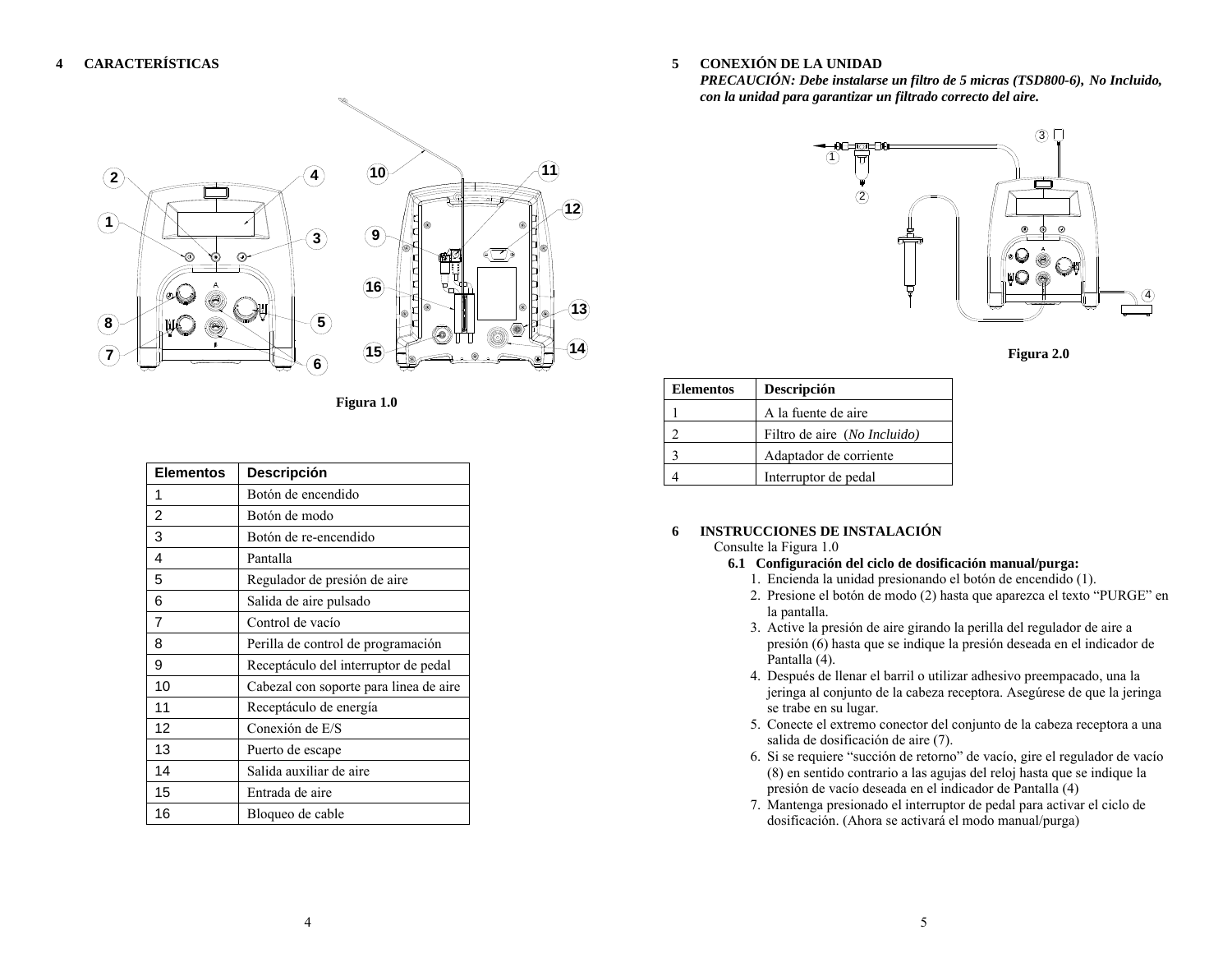## 4 CARACTERÍSTICAS

Figura 1.0

| Elementos | Descripción |
|---|---|
| 1 | Botón de encendido |
| 2 | Botón de modo |
| 3 | Botón de re-encendido |
| 4 | Pantalla |
| 5 | Regulador de presión de aire |
| 6 | Salida de aire pulsado |
| 7 | Control de vacío |
| 8 | Perilla de control de programación |
| 9 | Receptáculo del interruptor de pedal |
| 10 | Cabezal con soporte para linea de aire |
| 11 | Receptáculo de energía |
| 12 | Conexión de E/S |
| 13 | Puerto de escape |
| 14 | Salida auxiliar de aire |
| 15 | Entrada de aire |
| 16 | Bloqueo de cable |

## 5 CONEXIÓN DE LA UNIDAD

***PRECAUCIÓN: Debe instalarse un filtro de 5 micras (TSD800-6), No Incluido, con la unidad para garantizar un filtrado correcto del aire.***

Figura 2.0

| Elementos | Descripción |
|---|---|
| 1 | A la fuente de aire |
| 2 | Filtro de aire (*No Incluido)* |
| 3 | Adaptador de corriente |
| 4 | Interruptor de pedal |

## 6 INSTRUCCIONES DE INSTALACIÓN

Consulte la Figura 1.0

### 6.1 Configuración del ciclo de dosificación manual/purga:

1. Encienda la unidad presionando el botón de encendido (1).
2. Presione el botón de modo (2) hasta que aparezca el texto "PURGE" en la pantalla.
3. Active la presión de aire girando la perilla del regulador de aire a presión (6) hasta que se indique la presión deseada en el indicador de Pantalla (4).
4. Después de llenar el barril o utilizar adhesivo preempacado, una la jeringa al conjunto de la cabeza receptora. Asegúrese de que la jeringa se trabe en su lugar.
5. Conecte el extremo conector del conjunto de la cabeza receptora a una salida de dosificación de aire (7).
6. Si se requiere "succión de retorno" de vacío, gire el regulador de vacío (8) en sentido contrario a las agujas del reloj hasta que se indique la presión de vacío deseada en el indicador de Pantalla (4)
7. Mantenga presionado el interruptor de pedal para activar el ciclo de dosificación. (Ahora se activará el modo manual/purga)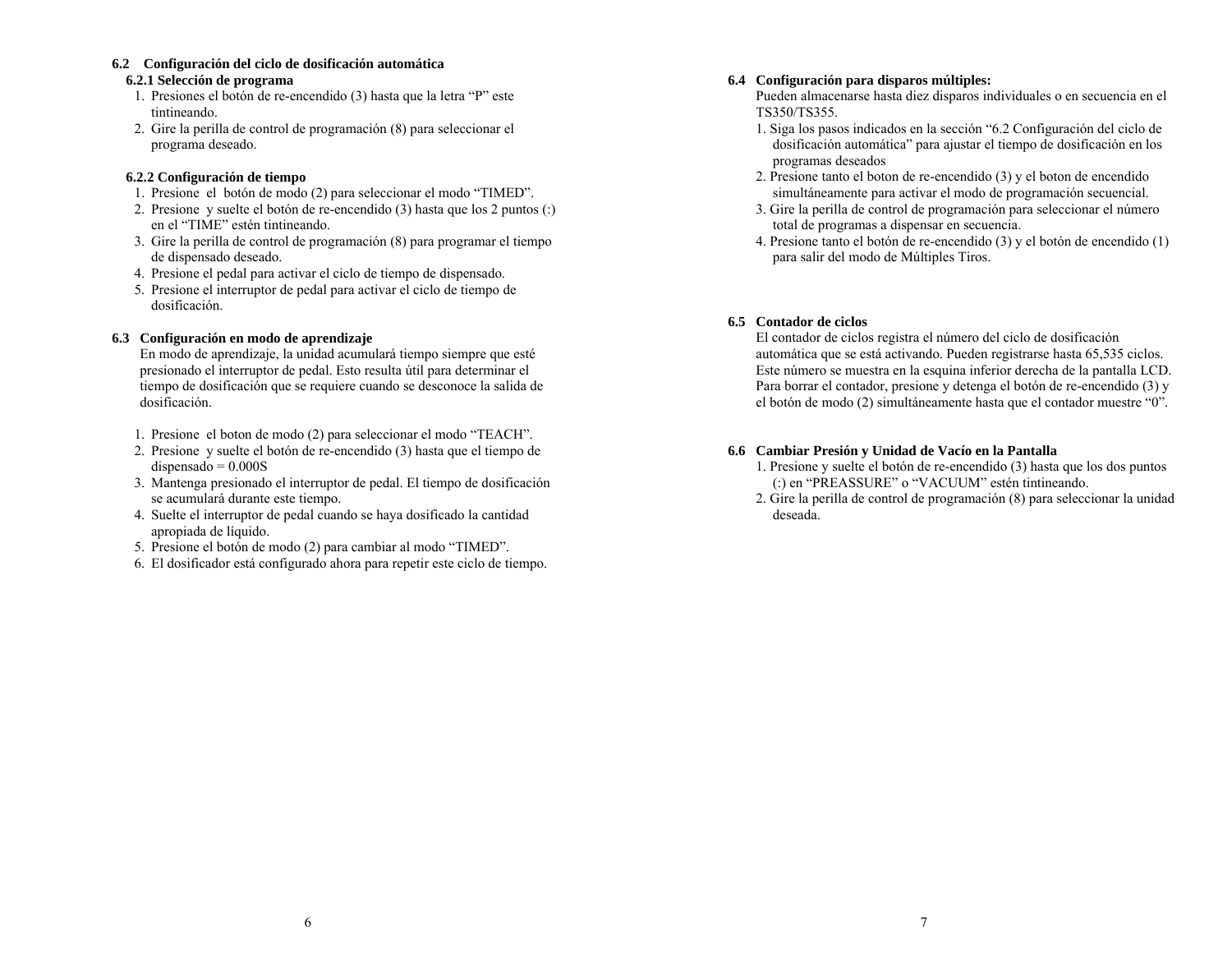## 6.2 Configuración del ciclo de dosificación automática

### 6.2.1 Selección de programa

1. Presiones el botón de re-encendido (3) hasta que la letra "P" este tintineando.
2. Gire la perilla de control de programación (8) para seleccionar el programa deseado.

### 6.2.2 Configuración de tiempo

1. Presione el botón de modo (2) para seleccionar el modo "TIMED".
2. Presione y suelte el botón de re-encendido (3) hasta que los 2 puntos (:) en el "TIME" estén tintineando.
3. Gire la perilla de control de programación (8) para programar el tiempo de dispensado deseado.
4. Presione el pedal para activar el ciclo de tiempo de dispensado.
5. Presione el interruptor de pedal para activar el ciclo de tiempo de dosificación.

## 6.3 Configuración en modo de aprendizaje

En modo de aprendizaje, la unidad acumulará tiempo siempre que esté presionado el interruptor de pedal. Esto resulta útil para determinar el tiempo de dosificación que se requiere cuando se desconoce la salida de dosificación.

1. Presione el boton de modo (2) para seleccionar el modo "TEACH".
2. Presione y suelte el botón de re-encendido (3) hasta que el tiempo de dispensado = 0.000S
3. Mantenga presionado el interruptor de pedal. El tiempo de dosificación se acumulará durante este tiempo.
4. Suelte el interruptor de pedal cuando se haya dosificado la cantidad apropiada de líquido.
5. Presione el botón de modo (2) para cambiar al modo "TIMED".
6. El dosificador está configurado ahora para repetir este ciclo de tiempo.

## 6.4 Configuración para disparos múltiples:

Pueden almacenarse hasta diez disparos individuales o en secuencia en el TS350/TS355.

1. Siga los pasos indicados en la sección "6.2 Configuración del ciclo de dosificación automática" para ajustar el tiempo de dosificación en los programas deseados
2. Presione tanto el boton de re-encendido (3) y el boton de encendido simultáneamente para activar el modo de programación secuencial.
3. Gire la perilla de control de programación para seleccionar el número total de programas a dispensar en secuencia.
4. Presione tanto el botón de re-encendido (3) y el botón de encendido (1) para salir del modo de Múltiples Tiros.

## 6.5 Contador de ciclos

El contador de ciclos registra el número del ciclo de dosificación automática que se está activando. Pueden registrarse hasta 65,535 ciclos. Este número se muestra en la esquina inferior derecha de la pantalla LCD. Para borrar el contador, presione y detenga el botón de re-encendido (3) y el botón de modo (2) simultáneamente hasta que el contador muestre "0".

## 6.6 Cambiar Presión y Unidad de Vacío en la Pantalla

1. Presione y suelte el botón de re-encendido (3) hasta que los dos puntos (:) en "PREASSURE" o "VACUUM" estén tintineando.
2. Gire la perilla de control de programación (8) para seleccionar la unidad deseada.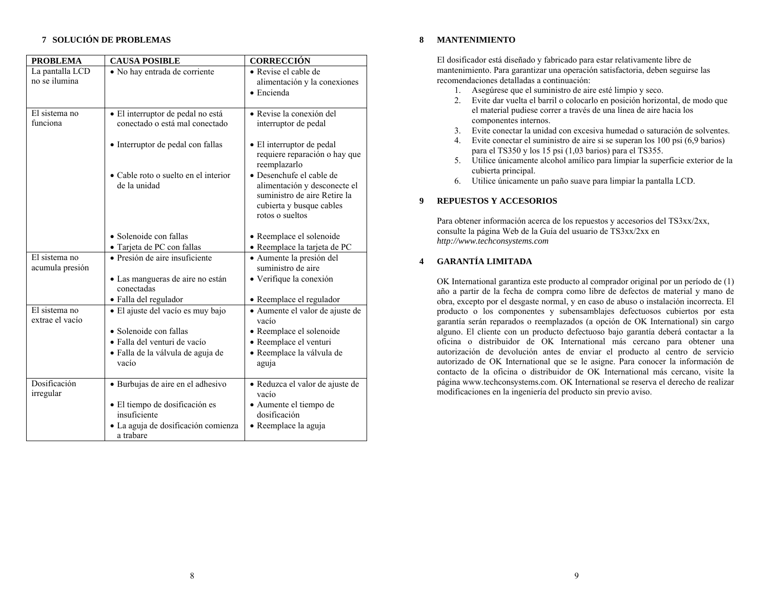## 7 SOLUCIÓN DE PROBLEMAS

| PROBLEMA | CAUSA POSIBLE | CORRECCIÓN |
|---|---|---|
| La pantalla LCD no se ilumina | • No hay entrada de corriente | • Revise el cable de alimentación y la conexiones<br>• Encienda |
| El sistema no funciona | • El interruptor de pedal no está conectado o está mal conectado | • Revise la conexión del interruptor de pedal |
| | • Interruptor de pedal con fallas | • El interruptor de pedal requiere reparación o hay que reemplazarlo |
| | • Cable roto o suelto en el interior de la unidad | • Desenchufe el cable de alimentación y desconecte el suministro de aire Retire la cubierta y busque cables rotos o sueltos |
| | • Solenoide con fallas<br>• Tarjeta de PC con fallas | • Reemplace el solenoide<br>• Reemplace la tarjeta de PC |
| El sistema no acumula presión | • Presión de aire insuficiente | • Aumente la presión del suministro de aire |
| | • Las mangueras de aire no están conectadas | • Verifique la conexión |
| | • Falla del regulador | • Reemplace el regulador |
| El sistema no extrae el vacío | • El ajuste del vacío es muy bajo | • Aumente el valor de ajuste de vacío |
| | • Solenoide con fallas<br>• Falla del venturi de vacío<br>• Falla de la válvula de aguja de vacío | • Reemplace el solenoide<br>• Reemplace el venturi<br>• Reemplace la válvula de aguja |
| Dosificación irregular | • Burbujas de aire en el adhesivo | • Reduzca el valor de ajuste de vacío |
| | • El tiempo de dosificación es insuficiente | • Aumente el tiempo de dosificación |
| | • La aguja de dosificación comienza a trabare | • Reemplace la aguja |

## 8 MANTENIMIENTO

El dosificador está diseñado y fabricado para estar relativamente libre de mantenimiento. Para garantizar una operación satisfactoria, deben seguirse las recomendaciones detalladas a continuación:

1. Asegúrese que el suministro de aire esté limpio y seco.
2. Evite dar vuelta el barril o colocarlo en posición horizontal, de modo que el material pudiese correr a través de una línea de aire hacia los componentes internos.
3. Evite conectar la unidad con excesiva humedad o saturación de solventes.
4. Evite conectar el suministro de aire si se superan los 100 psi (6,9 barios) para el TS350 y los 15 psi (1,03 barios) para el TS355.
5. Utilice únicamente alcohol amílico para limpiar la superficie exterior de la cubierta principal.
6. Utilice únicamente un paño suave para limpiar la pantalla LCD.

## 9 REPUESTOS Y ACCESORIOS

Para obtener información acerca de los repuestos y accesorios del TS3xx/2xx, consulte la página Web de la Guía del usuario de TS3xx/2xx en *http://www.techconsystems.com*

## 4 GARANTÍA LIMITADA

OK International garantiza este producto al comprador original por un período de (1) año a partir de la fecha de compra como libre de defectos de material y mano de obra, excepto por el desgaste normal, y en caso de abuso o instalación incorrecta. El producto o los componentes y subensamblajes defectuosos cubiertos por esta garantía serán reparados o reemplazados (a opción de OK International) sin cargo alguno. El cliente con un producto defectuoso bajo garantía deberá contactar a la oficina o distribuidor de OK International más cercano para obtener una autorización de devolución antes de enviar el producto al centro de servicio autorizado de OK International que se le asigne. Para conocer la información de contacto de la oficina o distribuidor de OK International más cercano, visite la página www.techconsystems.com. OK International se reserva el derecho de realizar modificaciones en la ingeniería del producto sin previo aviso.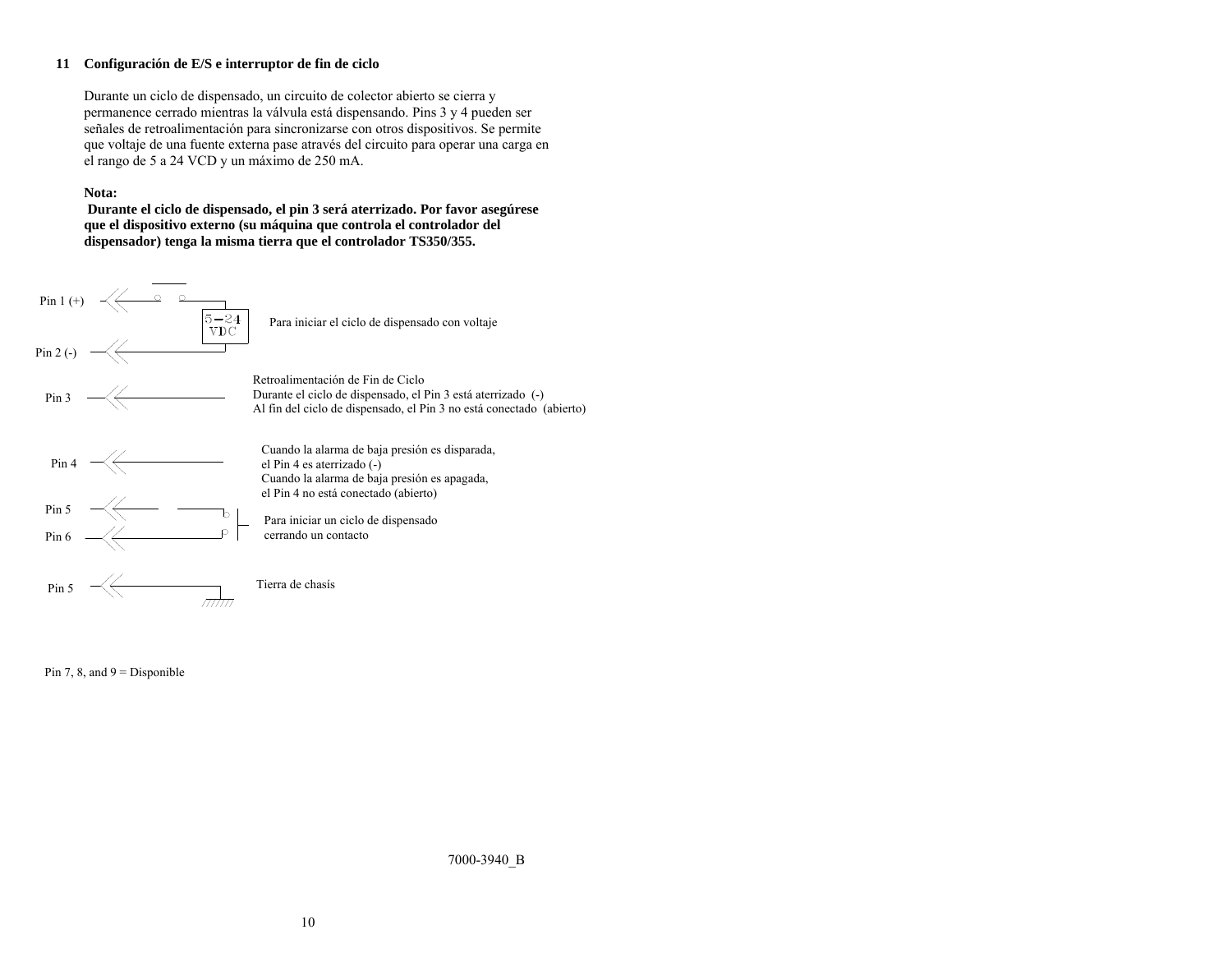## 11 Configuración de E/S e interruptor de fin de ciclo

Durante un ciclo de dispensado, un circuito de colector abierto se cierra y permanence cerrado mientras la válvula está dispensando. Pins 3 y 4 pueden ser señales de retroalimentación para sincronizarse con otros dispositivos. Se permite que voltaje de una fuente externa pase através del circuito para operar una carga en el rango de 5 a 24 VCD y un máximo de 250 mA.

**Nota:**
**Durante el ciclo de dispensado, el pin 3 será aterrizado. Por favor asegúrese que el dispositivo externo (su máquina que controla el controlador del dispensador) tenga la misma tierra que el controlador TS350/355.**

Pin 1 (+)

5–24 VDC

Para iniciar el ciclo de dispensado con voltaje

Pin 2 (-)

Pin 3

Retroalimentación de Fin de Ciclo
Durante el ciclo de dispensado, el Pin 3 está aterrizado (-)
Al fin del ciclo de dispensado, el Pin 3 no está conectado (abierto)

Pin 4

Cuando la alarma de baja presión es disparada, el Pin 4 es aterrizado (-)
Cuando la alarma de baja presión es apagada, el Pin 4 no está conectado (abierto)

Pin 5

Pin 6

Para iniciar un ciclo de dispensado cerrando un contacto

Pin 5

Tierra de chasís

Pin 7, 8, and 9 = Disponible

7000-3940_B